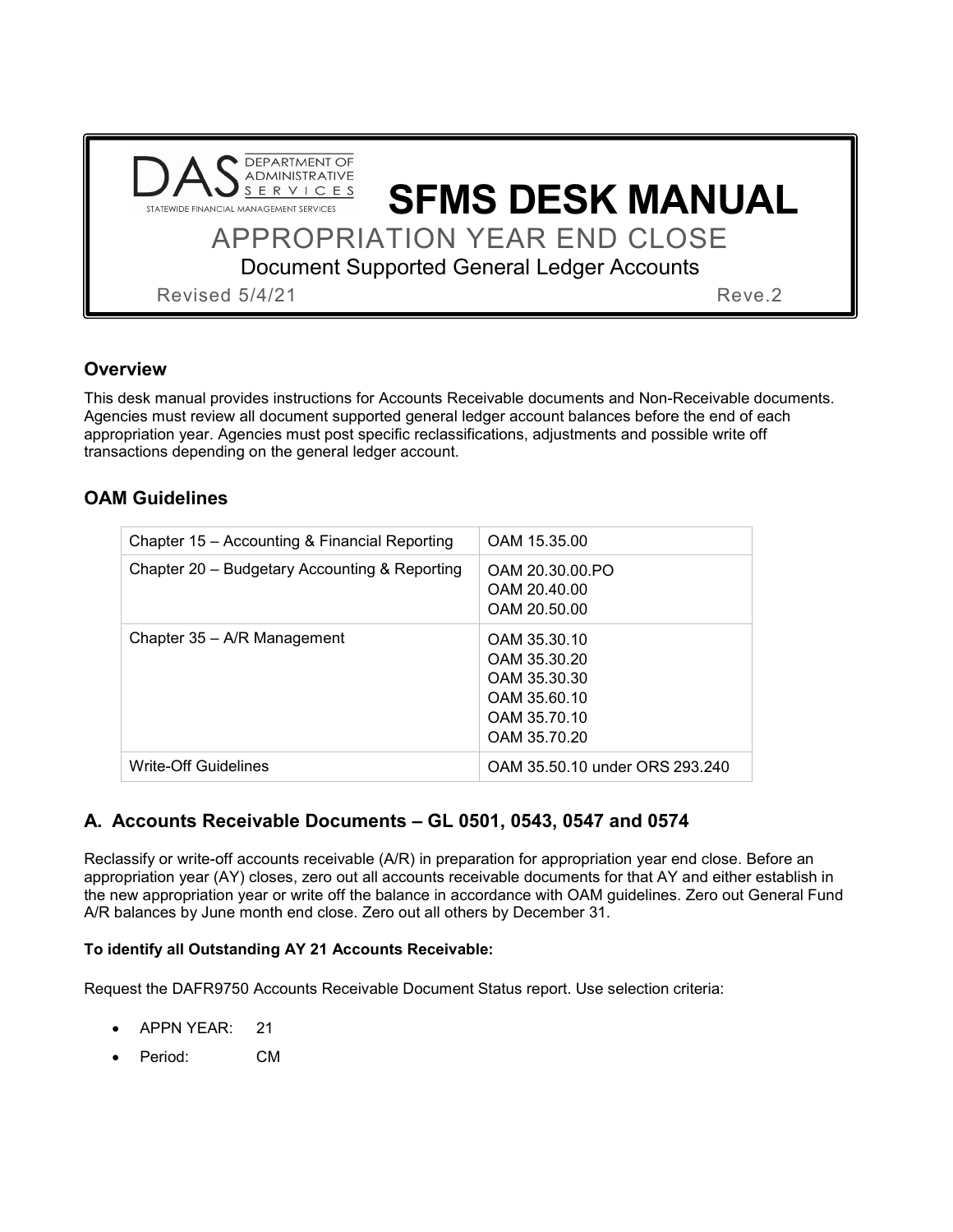DAS DEPARTMENT OF ADMINISTRATIVE SERVICES
STATEWIDE FINANCIAL MANAGEMENT SERVICES

# SFMS DESK MANUAL

## APPROPRIATION YEAR END CLOSE

### Document Supported General Ledger Accounts

Revised 5/4/21 Reve.2

## Overview

This desk manual provides instructions for Accounts Receivable documents and Non-Receivable documents. Agencies must review all document supported general ledger account balances before the end of each appropriation year. Agencies must post specific reclassifications, adjustments and possible write off transactions depending on the general ledger account.

## OAM Guidelines

| | |
|---|---|
| Chapter 15 – Accounting & Financial Reporting | OAM 15.35.00 |
| Chapter 20 – Budgetary Accounting & Reporting | OAM 20.30.00.PO<br>OAM 20.40.00<br>OAM 20.50.00 |
| Chapter 35 – A/R Management | OAM 35.30.10<br>OAM 35.30.20<br>OAM 35.30.30<br>OAM 35.60.10<br>OAM 35.70.10<br>OAM 35.70.20 |
| Write-Off Guidelines | OAM 35.50.10 under ORS 293.240 |

## A. Accounts Receivable Documents – GL 0501, 0543, 0547 and 0574

Reclassify or write-off accounts receivable (A/R) in preparation for appropriation year end close. Before an appropriation year (AY) closes, zero out all accounts receivable documents for that AY and either establish in the new appropriation year or write off the balance in accordance with OAM guidelines. Zero out General Fund A/R balances by June month end close. Zero out all others by December 31.

**To identify all Outstanding AY 21 Accounts Receivable:**

Request the DAFR9750 Accounts Receivable Document Status report. Use selection criteria:

- APPN YEAR: 21
- Period: CM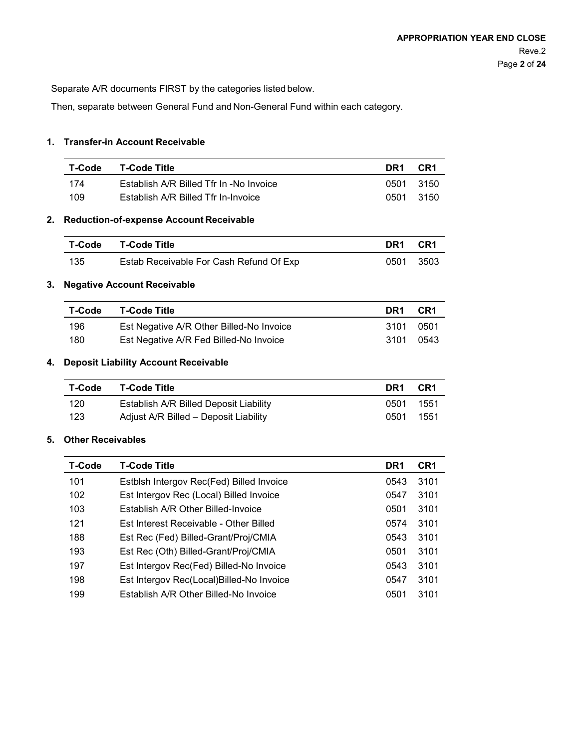Separate A/R documents FIRST by the categories listed below.

Then, separate between General Fund and Non-General Fund within each category.

### 1. Transfer-in Account Receivable

| T-Code | T-Code Title | DR1 | CR1 |
|---|---|---|---|
| 174 | Establish A/R Billed Tfr In -No Invoice | 0501 | 3150 |
| 109 | Establish A/R Billed Tfr In-Invoice | 0501 | 3150 |

### 2. Reduction-of-expense Account Receivable

| T-Code | T-Code Title | DR1 | CR1 |
|---|---|---|---|
| 135 | Estab Receivable For Cash Refund Of Exp | 0501 | 3503 |

### 3. Negative Account Receivable

| T-Code | T-Code Title | DR1 | CR1 |
|---|---|---|---|
| 196 | Est Negative A/R Other Billed-No Invoice | 3101 | 0501 |
| 180 | Est Negative A/R Fed Billed-No Invoice | 3101 | 0543 |

### 4. Deposit Liability Account Receivable

| T-Code | T-Code Title | DR1 | CR1 |
|---|---|---|---|
| 120 | Establish A/R Billed Deposit Liability | 0501 | 1551 |
| 123 | Adjust A/R Billed – Deposit Liability | 0501 | 1551 |

### 5. Other Receivables

| T-Code | T-Code Title | DR1 | CR1 |
|---|---|---|---|
| 101 | Estblsh Intergov Rec(Fed) Billed Invoice | 0543 | 3101 |
| 102 | Est Intergov Rec (Local) Billed Invoice | 0547 | 3101 |
| 103 | Establish A/R Other Billed-Invoice | 0501 | 3101 |
| 121 | Est Interest Receivable - Other Billed | 0574 | 3101 |
| 188 | Est Rec (Fed) Billed-Grant/Proj/CMIA | 0543 | 3101 |
| 193 | Est Rec (Oth) Billed-Grant/Proj/CMIA | 0501 | 3101 |
| 197 | Est Intergov Rec(Fed) Billed-No Invoice | 0543 | 3101 |
| 198 | Est Intergov Rec(Local)Billed-No Invoice | 0547 | 3101 |
| 199 | Establish A/R Other Billed-No Invoice | 0501 | 3101 |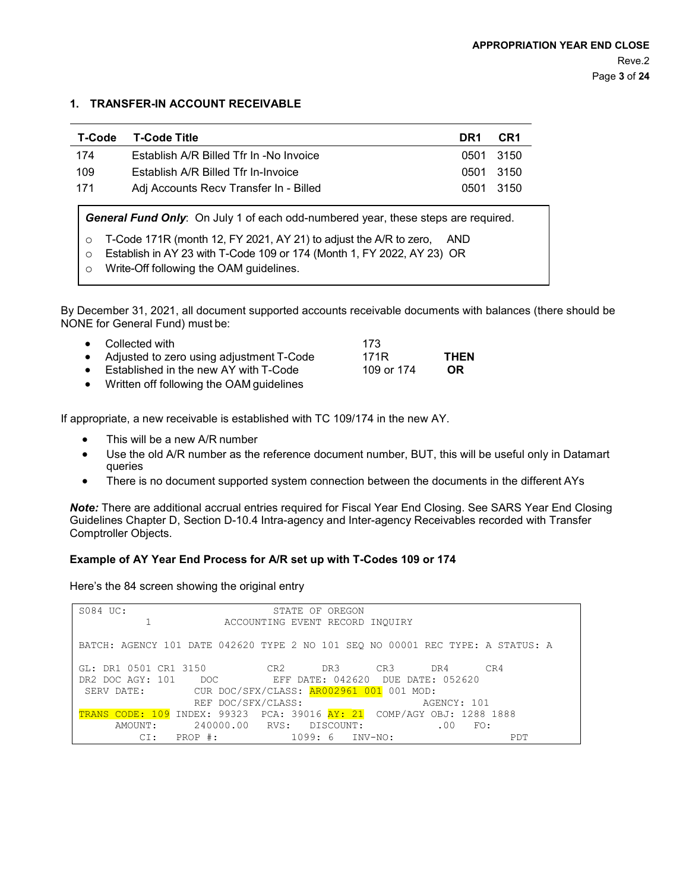## 1. TRANSFER-IN ACCOUNT RECEIVABLE

| T-Code | T-Code Title | DR1 | CR1 |
|---|---|---|---|
| 174 | Establish A/R Billed Tfr In -No Invoice | 0501 | 3150 |
| 109 | Establish A/R Billed Tfr In-Invoice | 0501 | 3150 |
| 171 | Adj Accounts Recv Transfer In - Billed | 0501 | 3150 |

> ***General Fund Only***: On July 1 of each odd-numbered year, these steps are required.
>
> - T-Code 171R (month 12, FY 2021, AY 21) to adjust the A/R to zero, AND
> - Establish in AY 23 with T-Code 109 or 174 (Month 1, FY 2022, AY 23) OR
> - Write-Off following the OAM guidelines.

By December 31, 2021, all document supported accounts receivable documents with balances (there should be NONE for General Fund) must be:

- Collected with 173
- Adjusted to zero using adjustment T-Code 171R **THEN**
- Established in the new AY with T-Code 109 or 174 **OR**
- Written off following the OAM guidelines

If appropriate, a new receivable is established with TC 109/174 in the new AY.

- This will be a new A/R number
- Use the old A/R number as the reference document number, BUT, this will be useful only in Datamart queries
- There is no document supported system connection between the documents in the different AYs

***Note:*** There are additional accrual entries required for Fiscal Year End Closing. See SARS Year End Closing Guidelines Chapter D, Section D-10.4 Intra-agency and Inter-agency Receivables recorded with Transfer Comptroller Objects.

### Example of AY Year End Process for A/R set up with T-Codes 109 or 174

Here's the 84 screen showing the original entry

```
S084 UC:                          STATE OF OREGON
          1             ACCOUNTING EVENT RECORD INQUIRY

BATCH: AGENCY 101 DATE 042620 TYPE 2 NO 101 SEQ NO 00001 REC TYPE: A STATUS: A

GL: DR1 0501 CR1 3150          CR2      DR3      CR3      DR4      CR4
DR2 DOC AGY: 101    DOC         EFF DATE: 042620  DUE DATE: 052620
 SERV DATE:         CUR DOC/SFX/CLASS: AR002961 001 001 MOD:
                    REF DOC/SFX/CLASS:                    AGENCY: 101
TRANS CODE: 109 INDEX: 99323  PCA: 39016 AY: 21  COMP/AGY OBJ: 1288 1888
     AMOUNT:       240000.00   RVS:   DISCOUNT:            .00    FO:
         CI:   PROP #:            1099: 6   INV-NO:                     PDT
```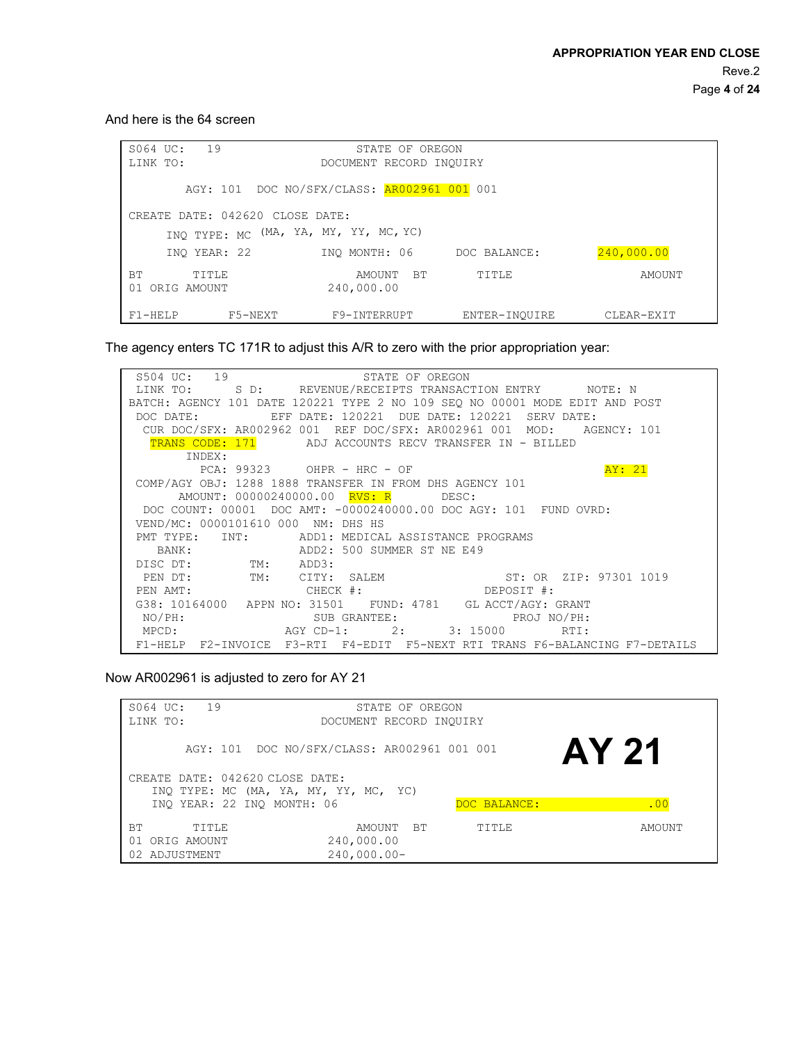And here is the 64 screen

```
S064 UC:   19                    STATE OF OREGON
LINK TO:                     DOCUMENT RECORD INQUIRY

        AGY: 101  DOC NO/SFX/CLASS: AR002961 001 001

CREATE DATE: 042620 CLOSE DATE:
     INQ TYPE: MC (MA, YA, MY, YY, MC, YC)
     INQ YEAR: 22          INQ MONTH: 06      DOC BALANCE:          240,000.00

BT       TITLE                 AMOUNT  BT       TITLE                  AMOUNT
01 ORIG AMOUNT             240,000.00

F1-HELP       F5-NEXT       F9-INTERRUPT       ENTER-INQUIRE       CLEAR-EXIT
```

The agency enters TC 171R to adjust this A/R to zero with the prior appropriation year:

```
 S504 UC:   19                    STATE OF OREGON
 LINK TO:      S D:     REVENUE/RECEIPTS TRANSACTION ENTRY       NOTE: N
BATCH: AGENCY 101 DATE 120221 TYPE 2 NO 109 SEQ NO 00001 MODE EDIT AND POST
 DOC DATE:          EFF DATE: 120221  DUE DATE: 120221  SERV DATE:
  CUR DOC/SFX: AR002962 001  REF DOC/SFX: AR002961 001  MOD:    AGENCY: 101
   TRANS CODE: 171      ADJ ACCOUNTS RECV TRANSFER IN - BILLED
        INDEX:
          PCA: 99323     OHPR - HRC - OF                            AY: 21
 COMP/AGY OBJ: 1288 1888 TRANSFER IN FROM DHS AGENCY 101
       AMOUNT: 00000240000.00  RVS: R       DESC:
  DOC COUNT: 00001  DOC AMT: -0000240000.00 DOC AGY: 101  FUND OVRD:
 VEND/MC: 0000101610 000  NM: DHS HS
 PMT TYPE:   INT:       ADD1: MEDICAL ASSISTANCE PROGRAMS
    BANK:               ADD2: 500 SUMMER ST NE E49
 DISC DT:        TM:    ADD3:
  PEN DT:        TM:    CITY:  SALEM                 ST: OR  ZIP: 97301 1019
 PEN AMT:                CHECK #:                DEPOSIT #:
 G38: 10164000   APPN NO: 31501    FUND: 4781    GL ACCT/AGY: GRANT
  NO/PH:                     SUB GRANTEE:                PROJ NO/PH:
  MPCD:               AGY CD-1:      2:      3: 15000         RTI:
 F1-HELP  F2-INVOICE  F3-RTI  F4-EDIT  F5-NEXT RTI TRANS F6-BALANCING F7-DETAILS
```

Now AR002961 is adjusted to zero for AY 21

```
S064 UC:   19                    STATE OF OREGON
LINK TO:                     DOCUMENT RECORD INQUIRY
                                                                 AY 21
        AGY: 101  DOC NO/SFX/CLASS: AR002961 001 001

CREATE DATE: 042620 CLOSE DATE:
   INQ TYPE: MC (MA, YA, MY, YY, MC,  YC)
   INQ YEAR: 22 INQ MONTH: 06                 DOC BALANCE:                .00

BT       TITLE                 AMOUNT  BT       TITLE                  AMOUNT
01 ORIG AMOUNT             240,000.00
02 ADJUSTMENT              240,000.00-
```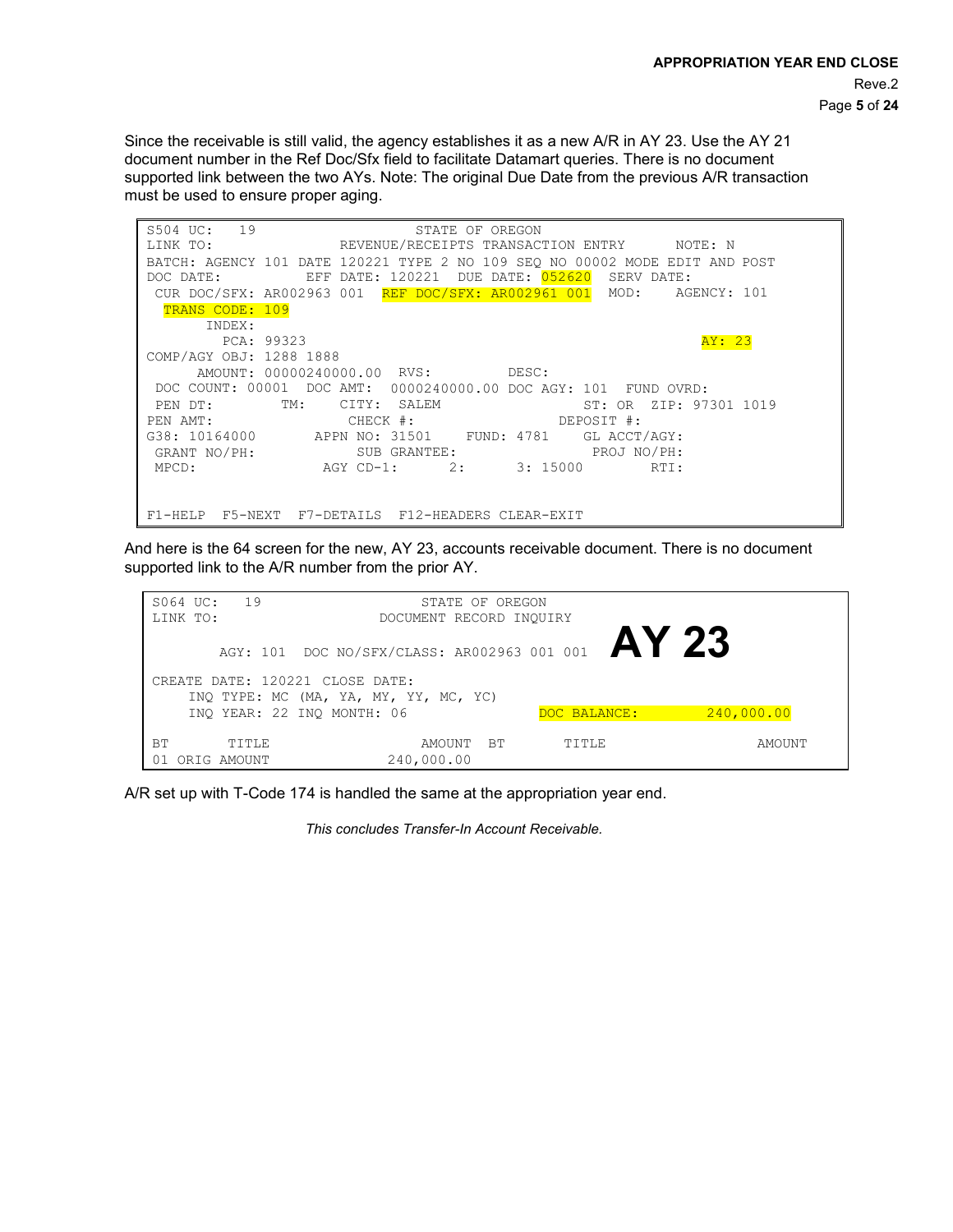Since the receivable is still valid, the agency establishes it as a new A/R in AY 23. Use the AY 21 document number in the Ref Doc/Sfx field to facilitate Datamart queries. There is no document supported link between the two AYs. Note: The original Due Date from the previous A/R transaction must be used to ensure proper aging.

```
S504 UC:   19                    STATE OF OREGON
LINK TO:               REVENUE/RECEIPTS TRANSACTION ENTRY      NOTE: N
BATCH: AGENCY 101 DATE 120221 TYPE 2 NO 109 SEQ NO 00002 MODE EDIT AND POST
DOC DATE:          EFF DATE: 120221  DUE DATE: 052620  SERV DATE:
 CUR DOC/SFX: AR002963 001  REF DOC/SFX: AR002961 001  MOD:    AGENCY: 101
  TRANS CODE: 109
       INDEX:
         PCA: 99323                                                 AY: 23
COMP/AGY OBJ: 1288 1888
      AMOUNT: 00000240000.00  RVS:         DESC:
 DOC COUNT: 00001  DOC AMT:  0000240000.00 DOC AGY: 101  FUND OVRD:
 PEN DT:        TM:    CITY:  SALEM                 ST: OR  ZIP: 97301 1019
PEN AMT:                CHECK #:                DEPOSIT #:
G38: 10164000       APPN NO: 31501    FUND: 4781    GL ACCT/AGY:
 GRANT NO/PH:            SUB GRANTEE:               PROJ NO/PH:
 MPCD:               AGY CD-1:      2:      3: 15000        RTI:


F1-HELP  F5-NEXT  F7-DETAILS  F12-HEADERS CLEAR-EXIT
```

And here is the 64 screen for the new, AY 23, accounts receivable document. There is no document supported link to the A/R number from the prior AY.

```
S064 UC:   19                      STATE OF OREGON
LINK TO:                       DOCUMENT RECORD INQUIRY
                                                               AY 23
       AGY: 101  DOC NO/SFX/CLASS: AR002963 001 001

CREATE DATE: 120221 CLOSE DATE:
    INQ TYPE: MC (MA, YA, MY, YY, MC, YC)
    INQ YEAR: 22 INQ MONTH: 06                 DOC BALANCE:       240,000.00

BT       TITLE                      AMOUNT  BT        TITLE                AMOUNT
01 ORIG AMOUNT                  240,000.00
```

A/R set up with T-Code 174 is handled the same at the appropriation year end.

*This concludes Transfer-In Account Receivable.*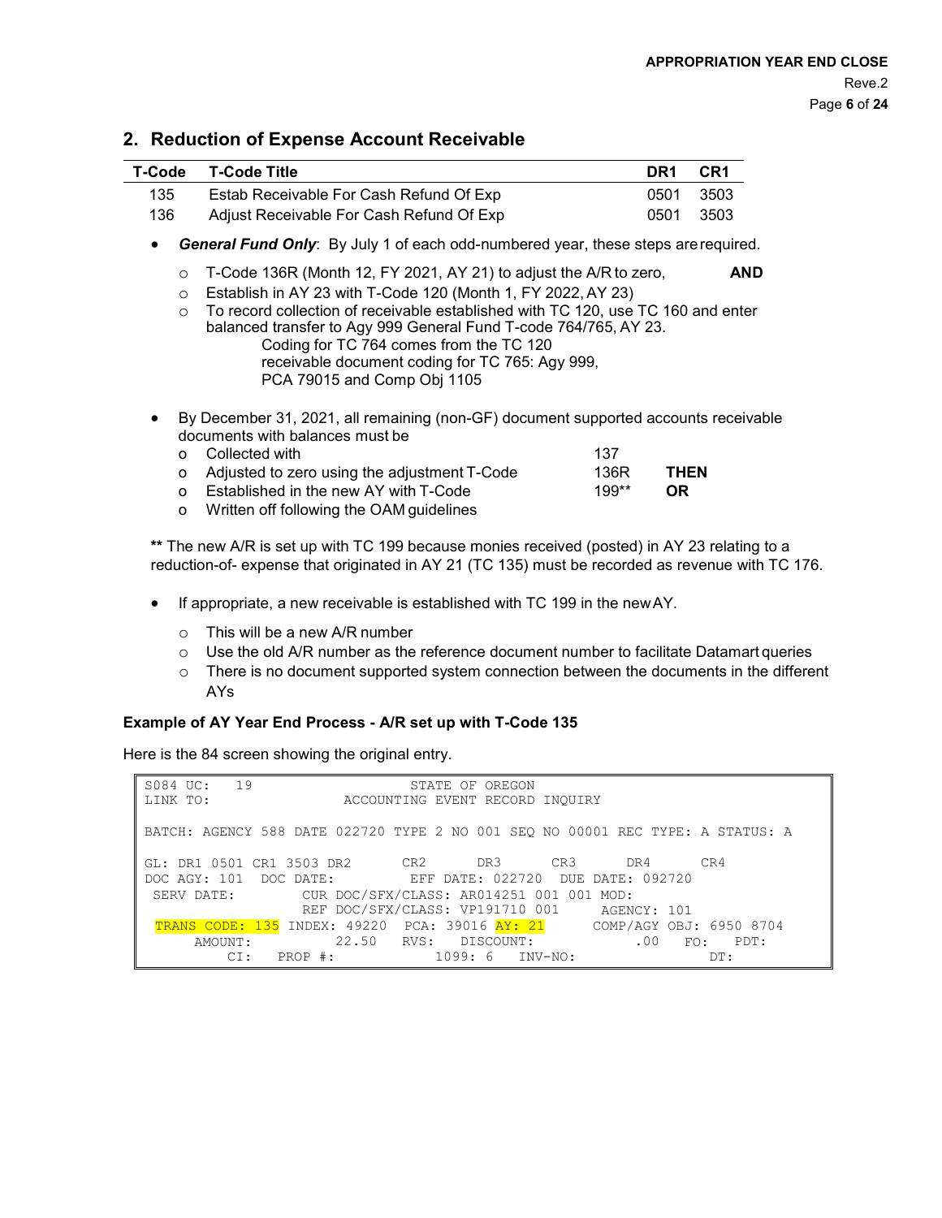## 2. Reduction of Expense Account Receivable

| T-Code | T-Code Title | DR1 | CR1 |
|---|---|---|---|
| 135 | Estab Receivable For Cash Refund Of Exp | 0501 | 3503 |
| 136 | Adjust Receivable For Cash Refund Of Exp | 0501 | 3503 |

- ***General Fund Only***: By July 1 of each odd-numbered year, these steps are required.
  - T-Code 136R (Month 12, FY 2021, AY 21) to adjust the A/R to zero, **AND**
  - Establish in AY 23 with T-Code 120 (Month 1, FY 2022, AY 23)
  - To record collection of receivable established with TC 120, use TC 160 and enter balanced transfer to Agy 999 General Fund T-code 764/765, AY 23.
    Coding for TC 764 comes from the TC 120
    receivable document coding for TC 765: Agy 999,
    PCA 79015 and Comp Obj 1105

- By December 31, 2021, all remaining (non-GF) document supported accounts receivable documents with balances must be
  - Collected with 137
  - Adjusted to zero using the adjustment T-Code 136R **THEN**
  - Established in the new AY with T-Code 199** **OR**
  - Written off following the OAM guidelines

** The new A/R is set up with TC 199 because monies received (posted) in AY 23 relating to a reduction-of- expense that originated in AY 21 (TC 135) must be recorded as revenue with TC 176.

- If appropriate, a new receivable is established with TC 199 in the new AY.
  - This will be a new A/R number
  - Use the old A/R number as the reference document number to facilitate Datamart queries
  - There is no document supported system connection between the documents in the different AYs

**Example of AY Year End Process - A/R set up with T-Code 135**

Here is the 84 screen showing the original entry.

```
S084 UC:   19                    STATE OF OREGON
LINK TO:                 ACCOUNTING EVENT RECORD INQUIRY

BATCH: AGENCY 588 DATE 022720 TYPE 2 NO 001 SEQ NO 00001 REC TYPE: A STATUS: A

GL: DR1 0501 CR1 3503 DR2       CR2       DR3       CR3       DR4       CR4
DOC AGY: 101  DOC DATE:         EFF DATE: 022720  DUE DATE: 092720
 SERV DATE:        CUR DOC/SFX/CLASS: AR014251 001 001 MOD:
                   REF DOC/SFX/CLASS: VP191710 001     AGENCY: 101
 TRANS CODE: 135 INDEX: 49220  PCA: 39016 AY: 21      COMP/AGY OBJ: 6950 8704
      AMOUNT:           22.50   RVS:   DISCOUNT:             .00   FO:   PDT:
          CI:   PROP #:            1099: 6   INV-NO:                   DT:
```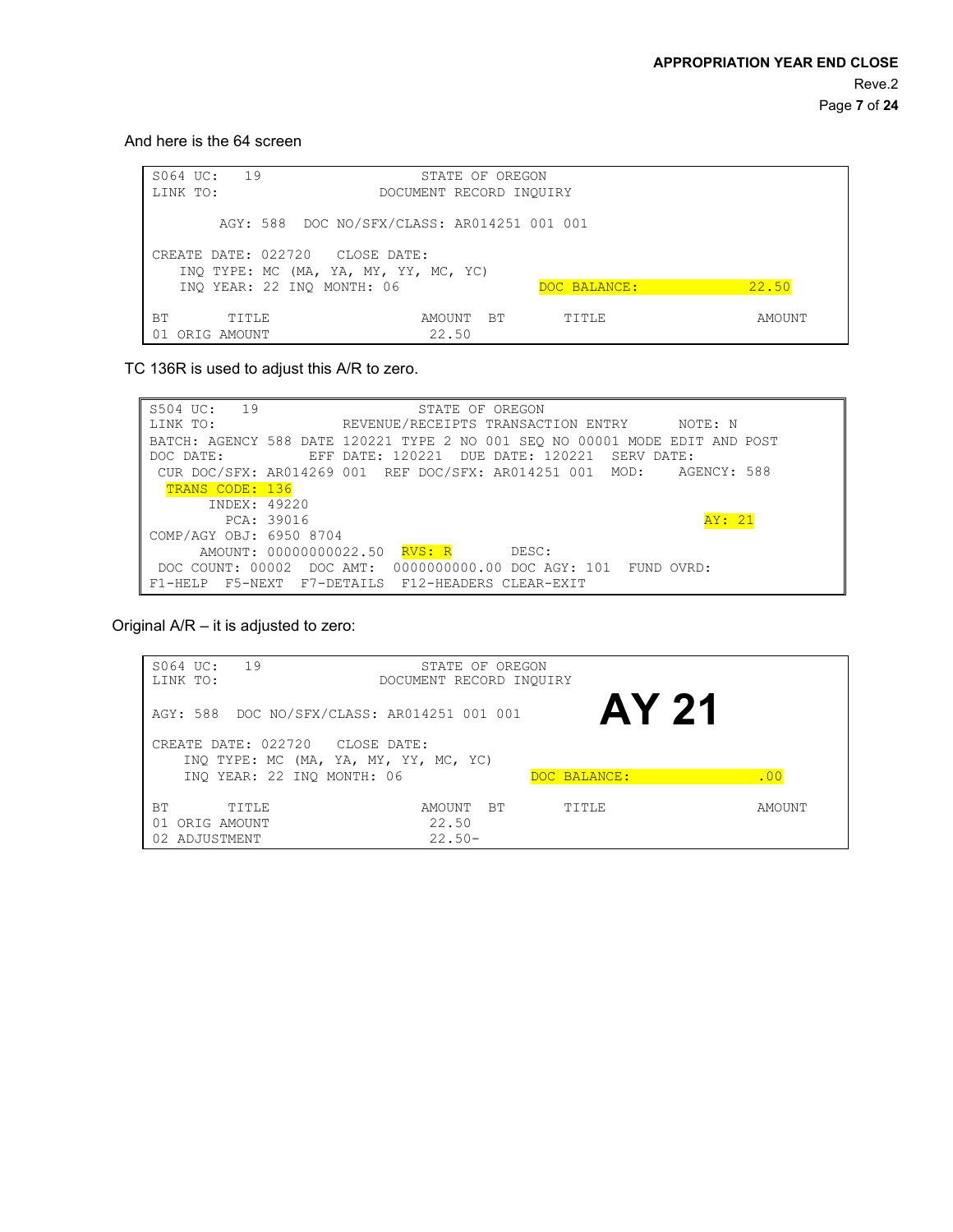And here is the 64 screen

```
S064 UC:   19                      STATE OF OREGON
LINK TO:                        DOCUMENT RECORD INQUIRY

        AGY: 588  DOC NO/SFX/CLASS: AR014251 001 001

CREATE DATE: 022720   CLOSE DATE:
   INQ TYPE: MC (MA, YA, MY, YY, MC, YC)
   INQ YEAR: 22 INQ MONTH: 06                 DOC BALANCE:              22.50

BT       TITLE                     AMOUNT  BT       TITLE                   AMOUNT
01 ORIG AMOUNT                      22.50
```

TC 136R is used to adjust this A/R to zero.

```
S504 UC:   19                      STATE OF OREGON
LINK TO:                   REVENUE/RECEIPTS TRANSACTION ENTRY       NOTE: N
BATCH: AGENCY 588 DATE 120221 TYPE 2 NO 001 SEQ NO 00001 MODE EDIT AND POST
DOC DATE:          EFF DATE: 120221  DUE DATE: 120221   SERV DATE:
 CUR DOC/SFX: AR014269 001  REF DOC/SFX: AR014251 001  MOD:    AGENCY: 588
  TRANS CODE: 136
       INDEX: 49220
         PCA: 39016                                                  AY: 21
COMP/AGY OBJ: 6950 8704
      AMOUNT: 00000000022.50  RVS: R       DESC:
 DOC COUNT: 00002  DOC AMT:  0000000000.00 DOC AGY: 101  FUND OVRD:
F1-HELP  F5-NEXT  F7-DETAILS  F12-HEADERS CLEAR-EXIT
```

Original A/R – it is adjusted to zero:

```
S064 UC:   19                      STATE OF OREGON
LINK TO:                        DOCUMENT RECORD INQUIRY
                                                             AY 21
AGY: 588  DOC NO/SFX/CLASS: AR014251 001 001

CREATE DATE: 022720   CLOSE DATE:
   INQ TYPE: MC (MA, YA, MY, YY, MC, YC)
   INQ YEAR: 22 INQ MONTH: 06                DOC BALANCE:                .00

BT       TITLE                     AMOUNT  BT       TITLE                   AMOUNT
01 ORIG AMOUNT                      22.50
02 ADJUSTMENT                       22.50-
```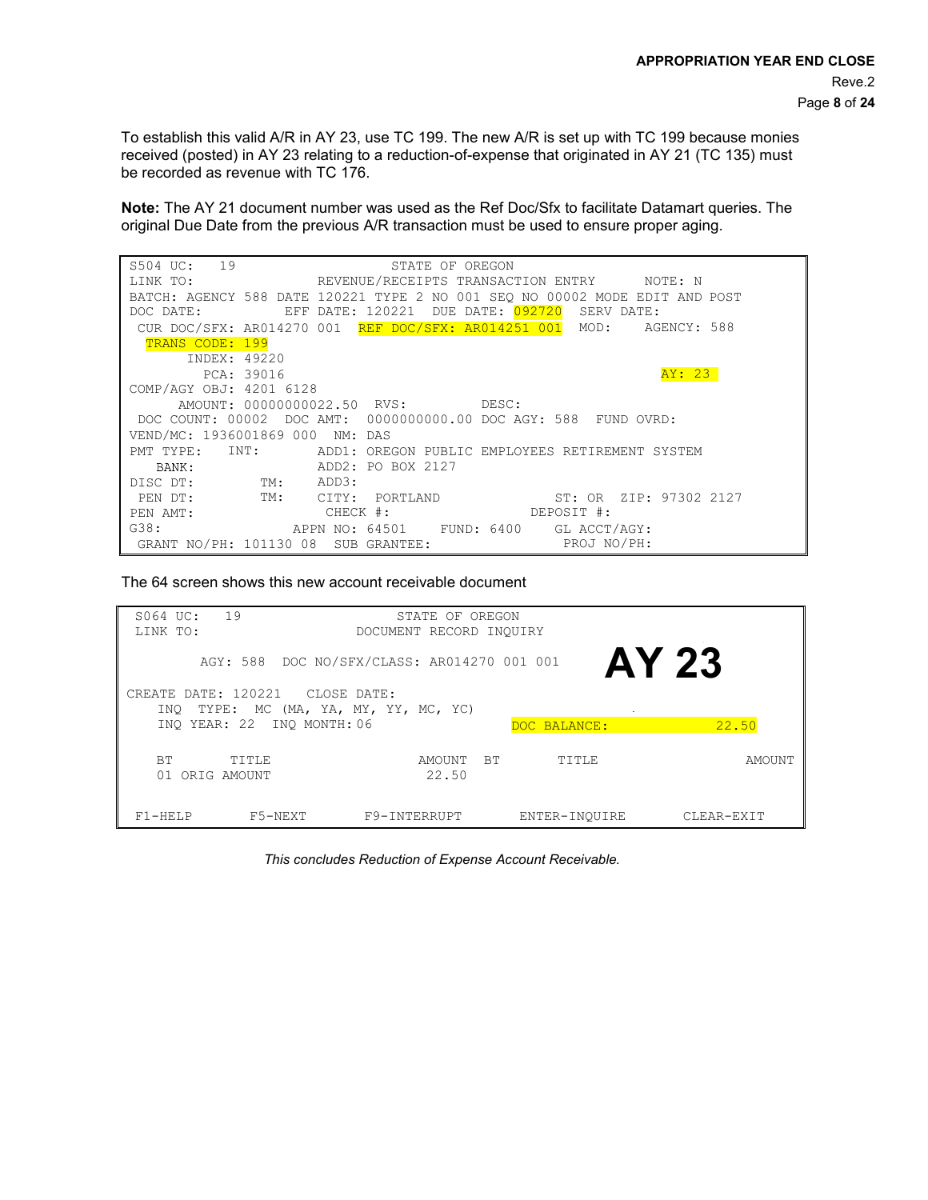To establish this valid A/R in AY 23, use TC 199. The new A/R is set up with TC 199 because monies received (posted) in AY 23 relating to a reduction-of-expense that originated in AY 21 (TC 135) must be recorded as revenue with TC 176.

**Note:** The AY 21 document number was used as the Ref Doc/Sfx to facilitate Datamart queries. The original Due Date from the previous A/R transaction must be used to ensure proper aging.

```
S504 UC:   19                    STATE OF OREGON
LINK TO:                REVENUE/RECEIPTS TRANSACTION ENTRY      NOTE: N
BATCH: AGENCY 588 DATE 120221 TYPE 2 NO 001 SEQ NO 00002 MODE EDIT AND POST
DOC DATE:          EFF DATE: 120221  DUE DATE: 092720  SERV DATE:
 CUR DOC/SFX: AR014270 001  REF DOC/SFX: AR014251 001  MOD:    AGENCY: 588
  TRANS CODE: 199
       INDEX: 49220
         PCA: 39016                                                AY: 23
COMP/AGY OBJ: 4201 6128
      AMOUNT: 00000000022.50  RVS:         DESC:
 DOC COUNT: 00002  DOC AMT:  0000000000.00 DOC AGY: 588  FUND OVRD:
VEND/MC: 1936001869 000  NM: DAS
PMT TYPE:   INT:       ADD1: OREGON PUBLIC EMPLOYEES RETIREMENT SYSTEM
   BANK:               ADD2: PO BOX 2127
DISC DT:        TM:    ADD3:
 PEN DT:        TM:    CITY:  PORTLAND              ST: OR  ZIP: 97302 2127
PEN AMT:                CHECK #:                DEPOSIT #:
G38:                APPN NO: 64501    FUND: 6400    GL ACCT/AGY:
 GRANT NO/PH: 101130 08  SUB GRANTEE:               PROJ NO/PH:
```

The 64 screen shows this new account receivable document

```
S064 UC:   19                        STATE OF OREGON
LINK TO:                          DOCUMENT RECORD INQUIRY

        AGY: 588  DOC NO/SFX/CLASS: AR014270 001 001           AY 23

CREATE DATE: 120221   CLOSE DATE:
    INQ  TYPE:  MC (MA, YA, MY, YY, MC, YC)
    INQ YEAR: 22  INQ MONTH: 06                  DOC BALANCE:           22.50

    BT       TITLE                   AMOUNT  BT        TITLE                  AMOUNT
    01 ORIG AMOUNT                    22.50

F1-HELP       F5-NEXT       F9-INTERRUPT      ENTER-INQUIRE       CLEAR-EXIT
```

*This concludes Reduction of Expense Account Receivable.*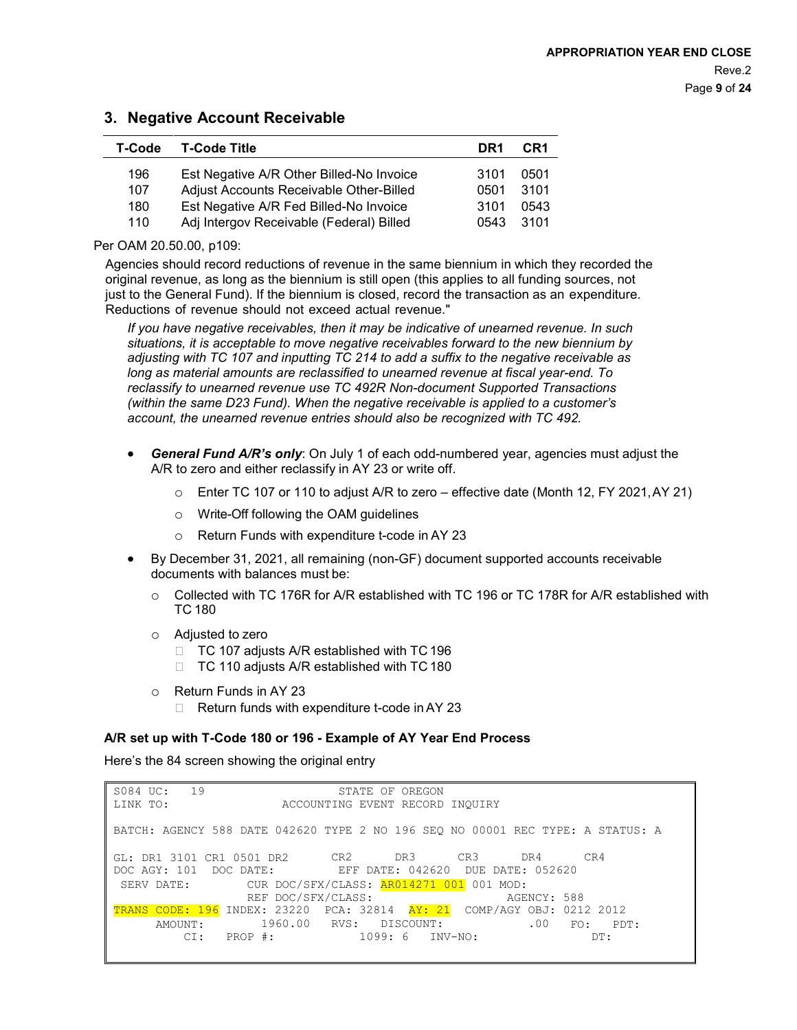## 3. Negative Account Receivable

| T-Code | T-Code Title | DR1 | CR1 |
|---|---|---|---|
| 196 | Est Negative A/R Other Billed-No Invoice | 3101 | 0501 |
| 107 | Adjust Accounts Receivable Other-Billed | 0501 | 3101 |
| 180 | Est Negative A/R Fed Billed-No Invoice | 3101 | 0543 |
| 110 | Adj Intergov Receivable (Federal) Billed | 0543 | 3101 |

Per OAM 20.50.00, p109:

> Agencies should record reductions of revenue in the same biennium in which they recorded the original revenue, as long as the biennium is still open (this applies to all funding sources, not just to the General Fund). If the biennium is closed, record the transaction as an expenditure. Reductions of revenue should not exceed actual revenue."
>
> *If you have negative receivables, then it may be indicative of unearned revenue. In such situations, it is acceptable to move negative receivables forward to the new biennium by adjusting with TC 107 and inputting TC 214 to add a suffix to the negative receivable as long as material amounts are reclassified to unearned revenue at fiscal year-end. To reclassify to unearned revenue use TC 492R Non-document Supported Transactions (within the same D23 Fund). When the negative receivable is applied to a customer's account, the unearned revenue entries should also be recognized with TC 492.*

- ***General Fund A/R's only***: On July 1 of each odd-numbered year, agencies must adjust the A/R to zero and either reclassify in AY 23 or write off.
  - Enter TC 107 or 110 to adjust A/R to zero – effective date (Month 12, FY 2021, AY 21)
  - Write-Off following the OAM guidelines
  - Return Funds with expenditure t-code in AY 23
- By December 31, 2021, all remaining (non-GF) document supported accounts receivable documents with balances must be:
  - Collected with TC 176R for A/R established with TC 196 or TC 178R for A/R established with TC 180
  - Adjusted to zero
    - TC 107 adjusts A/R established with TC 196
    - TC 110 adjusts A/R established with TC 180
  - Return Funds in AY 23
    - Return funds with expenditure t-code in AY 23

**A/R set up with T-Code 180 or 196 - Example of AY Year End Process**

Here's the 84 screen showing the original entry

```
S084 UC:   19                    STATE OF OREGON
LINK TO:                  ACCOUNTING EVENT RECORD INQUIRY

BATCH: AGENCY 588 DATE 042620 TYPE 2 NO 196 SEQ NO 00001 REC TYPE: A STATUS: A

GL: DR1 3101 CR1 0501 DR2       CR2      DR3      CR3      DR4      CR4
DOC AGY: 101  DOC DATE:         EFF DATE: 042620  DUE DATE: 052620
 SERV DATE:        CUR DOC/SFX/CLASS: AR014271 001 001 MOD:
                   REF DOC/SFX/CLASS:                   AGENCY: 588
TRANS CODE: 196 INDEX: 23220  PCA: 32814  AY: 21  COMP/AGY OBJ: 0212 2012
      AMOUNT:        1960.00   RVS:  DISCOUNT:              .00   FO:   PDT:
         CI:   PROP #:            1099: 6   INV-NO:                  DT:
```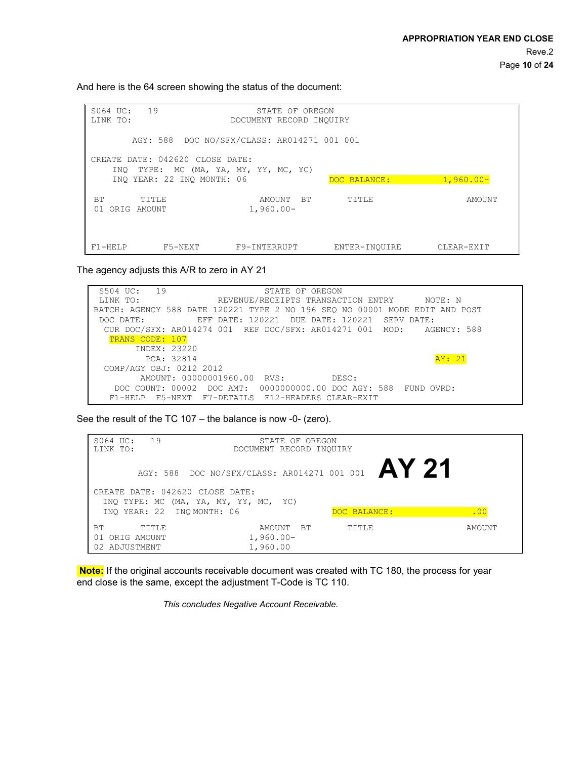And here is the 64 screen showing the status of the document:

```
S064 UC:   19                        STATE OF OREGON
LINK TO:                          DOCUMENT RECORD INQUIRY

         AGY: 588  DOC NO/SFX/CLASS: AR014271 001 001

CREATE DATE: 042620  CLOSE DATE:
    INQ  TYPE:  MC (MA, YA, MY, YY, MC, YC)
    INQ YEAR: 22 INQ MONTH: 06                  DOC BALANCE:          1,960.00-

 BT       TITLE                     AMOUNT  BT        TITLE                   AMOUNT
 01 ORIG  AMOUNT                 1,960.00-



F1-HELP       F5-NEXT       F9-INTERRUPT       ENTER-INQUIRE       CLEAR-EXIT
```

The agency adjusts this A/R to zero in AY 21

```
 S504 UC:   19                      STATE OF OREGON
 LINK TO:                 REVENUE/RECEIPTS TRANSACTION ENTRY      NOTE: N
BATCH: AGENCY 588 DATE 120221 TYPE 2 NO 196 SEQ NO 00001 MODE EDIT AND POST
 DOC DATE:           EFF DATE: 120221  DUE DATE: 120221  SERV DATE:
  CUR DOC/SFX: AR014274 001  REF DOC/SFX: AR014271 001  MOD:    AGENCY: 588
   TRANS CODE: 107
        INDEX: 23220
          PCA: 32814                                                   AY: 21
  COMP/AGY OBJ: 0212 2012
         AMOUNT: 00000001960.00  RVS:         DESC:
    DOC COUNT: 00002  DOC AMT:  0000000000.00 DOC AGY: 588  FUND OVRD:
   F1-HELP  F5-NEXT  F7-DETAILS  F12-HEADERS CLEAR-EXIT
```

See the result of the TC 107 – the balance is now -0- (zero).

```
S064 UC:   19                        STATE OF OREGON
LINK TO:                          DOCUMENT RECORD INQUIRY
                                                              AY 21
         AGY: 588  DOC NO/SFX/CLASS: AR014271 001 001

CREATE DATE: 042620  CLOSE DATE:
  INQ TYPE: MC  (MA, YA, MY, YY, MC,  YC)
  INQ YEAR: 22  INQ MONTH: 06                   DOC BALANCE:                .00

BT        TITLE                     AMOUNT  BT        TITLE                   AMOUNT
01 ORIG AMOUNT                   1,960.00-
02 ADJUSTMENT                    1,960.00
```

**Note:** If the original accounts receivable document was created with TC 180, the process for year end close is the same, except the adjustment T-Code is TC 110.

*This concludes Negative Account Receivable.*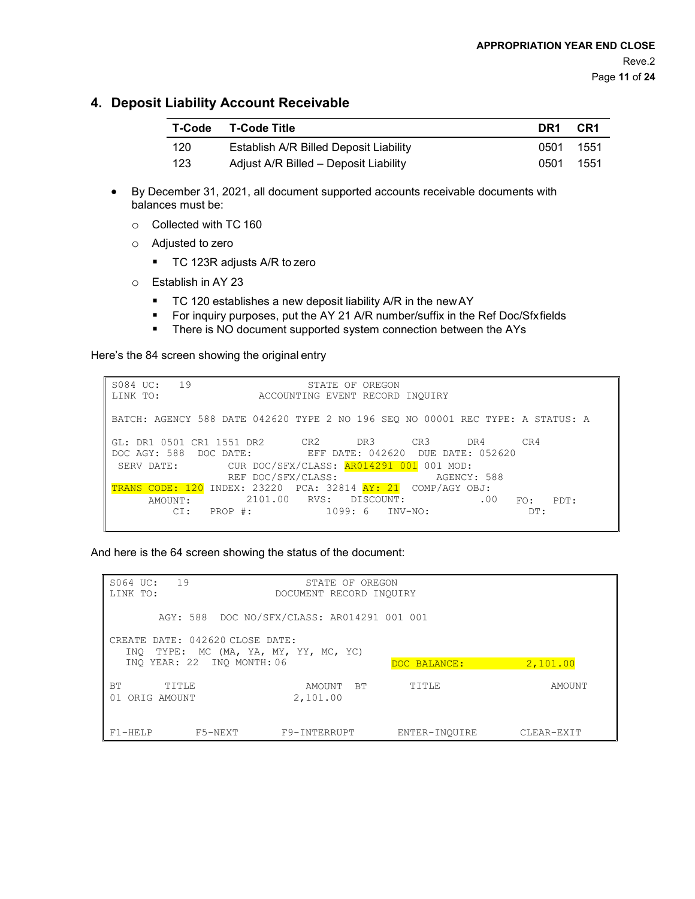## 4. Deposit Liability Account Receivable

| T-Code | T-Code Title | DR1 | CR1 |
|---|---|---|---|
| 120 | Establish A/R Billed Deposit Liability | 0501 | 1551 |
| 123 | Adjust A/R Billed – Deposit Liability | 0501 | 1551 |

- By December 31, 2021, all document supported accounts receivable documents with balances must be:
  - Collected with TC 160
  - Adjusted to zero
    - TC 123R adjusts A/R to zero
  - Establish in AY 23
    - TC 120 establishes a new deposit liability A/R in the new AY
    - For inquiry purposes, put the AY 21 A/R number/suffix in the Ref Doc/Sfx fields
    - There is NO document supported system connection between the AYs

Here's the 84 screen showing the original entry

```
S084 UC:   19                         STATE OF OREGON
LINK TO:                      ACCOUNTING EVENT RECORD INQUIRY

BATCH: AGENCY 588 DATE 042620 TYPE 2 NO 196 SEQ NO 00001 REC TYPE: A STATUS: A

GL: DR1 0501 CR1 1551 DR2       CR2       DR3       CR3       DR4       CR4
DOC AGY: 588  DOC DATE:         EFF DATE: 042620  DUE DATE: 052620
 SERV DATE:         CUR DOC/SFX/CLASS: AR014291 001 001 MOD:
                    REF DOC/SFX/CLASS:                  AGENCY: 588
TRANS CODE: 120 INDEX: 23220  PCA: 32814 AY: 21  COMP/AGY OBJ:
      AMOUNT:        2101.00   RVS:   DISCOUNT:             .00   FO:   PDT:
          CI:   PROP #:           1099: 6   INV-NO:                DT:
```

And here is the 64 screen showing the status of the document:

```
S064 UC:   19                         STATE OF OREGON
LINK TO:                          DOCUMENT RECORD INQUIRY

        AGY: 588  DOC NO/SFX/CLASS: AR014291 001 001

CREATE DATE: 042620 CLOSE DATE:
   INQ  TYPE:  MC (MA, YA, MY, YY, MC, YC)
   INQ YEAR: 22  INQ MONTH: 06                    DOC BALANCE:          2,101.00

BT      TITLE                     AMOUNT  BT        TITLE                    AMOUNT
01 ORIG AMOUNT                  2,101.00


F1-HELP       F5-NEXT       F9-INTERRUPT       ENTER-INQUIRE        CLEAR-EXIT
```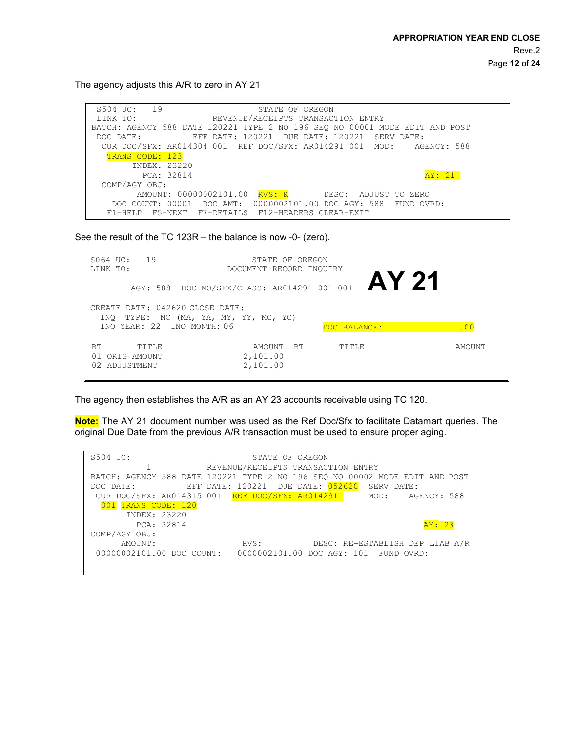The agency adjusts this A/R to zero in AY 21

```
 S504 UC:   19                    STATE OF OREGON
 LINK TO:                 REVENUE/RECEIPTS TRANSACTION ENTRY
BATCH: AGENCY 588 DATE 120221 TYPE 2 NO 196 SEQ NO 00001 MODE EDIT AND POST
 DOC DATE:          EFF DATE: 120221  DUE DATE: 120221  SERV DATE:
  CUR DOC/SFX: AR014304 001  REF DOC/SFX: AR014291 001  MOD:    AGENCY: 588
   TRANS CODE: 123
         INDEX: 23220
           PCA: 32814                                                  AY: 21
  COMP/AGY OBJ:
         AMOUNT: 00000002101.00  RVS: R       DESC:  ADJUST TO ZERO
    DOC COUNT: 00001  DOC AMT:  0000002101.00 DOC AGY: 588  FUND OVRD:
   F1-HELP  F5-NEXT  F7-DETAILS  F12-HEADERS CLEAR-EXIT
```

See the result of the TC 123R – the balance is now -0- (zero).

```
S064 UC:    19                    STATE OF OREGON
LINK TO:                      DOCUMENT RECORD INQUIRY
                                                         AY 21
        AGY: 588  DOC NO/SFX/CLASS: AR014291 001 001

CREATE DATE: 042620 CLOSE DATE:
  INQ  TYPE:  MC (MA, YA, MY, YY, MC, YC)
  INQ YEAR: 22  INQ MONTH: 06                 DOC BALANCE:              .00

BT       TITLE                     AMOUNT  BT      TITLE                AMOUNT
01 ORIG AMOUNT                   2,101.00
02 ADJUSTMENT                    2,101.00
```

The agency then establishes the A/R as an AY 23 accounts receivable using TC 120.

**Note:** The AY 21 document number was used as the Ref Doc/Sfx to facilitate Datamart queries. The original Due Date from the previous A/R transaction must be used to ensure proper aging.

```
S504 UC:                          STATE OF OREGON
           1            REVENUE/RECEIPTS TRANSACTION ENTRY
BATCH: AGENCY 588 DATE 120221 TYPE 2 NO 196 SEQ NO 00002 MODE EDIT AND POST
DOC DATE:          EFF DATE: 120221  DUE DATE: 052620  SERV DATE:
 CUR DOC/SFX: AR014315 001  REF DOC/SFX: AR014291      MOD:    AGENCY: 588
  001 TRANS CODE: 120
        INDEX: 23220
          PCA: 32814                                                 AY: 23
COMP/AGY OBJ:
      AMOUNT:                RVS:          DESC: RE-ESTABLISH DEP LIAB A/R
 00000002101.00 DOC COUNT:   0000002101.00 DOC AGY: 101  FUND OVRD:
```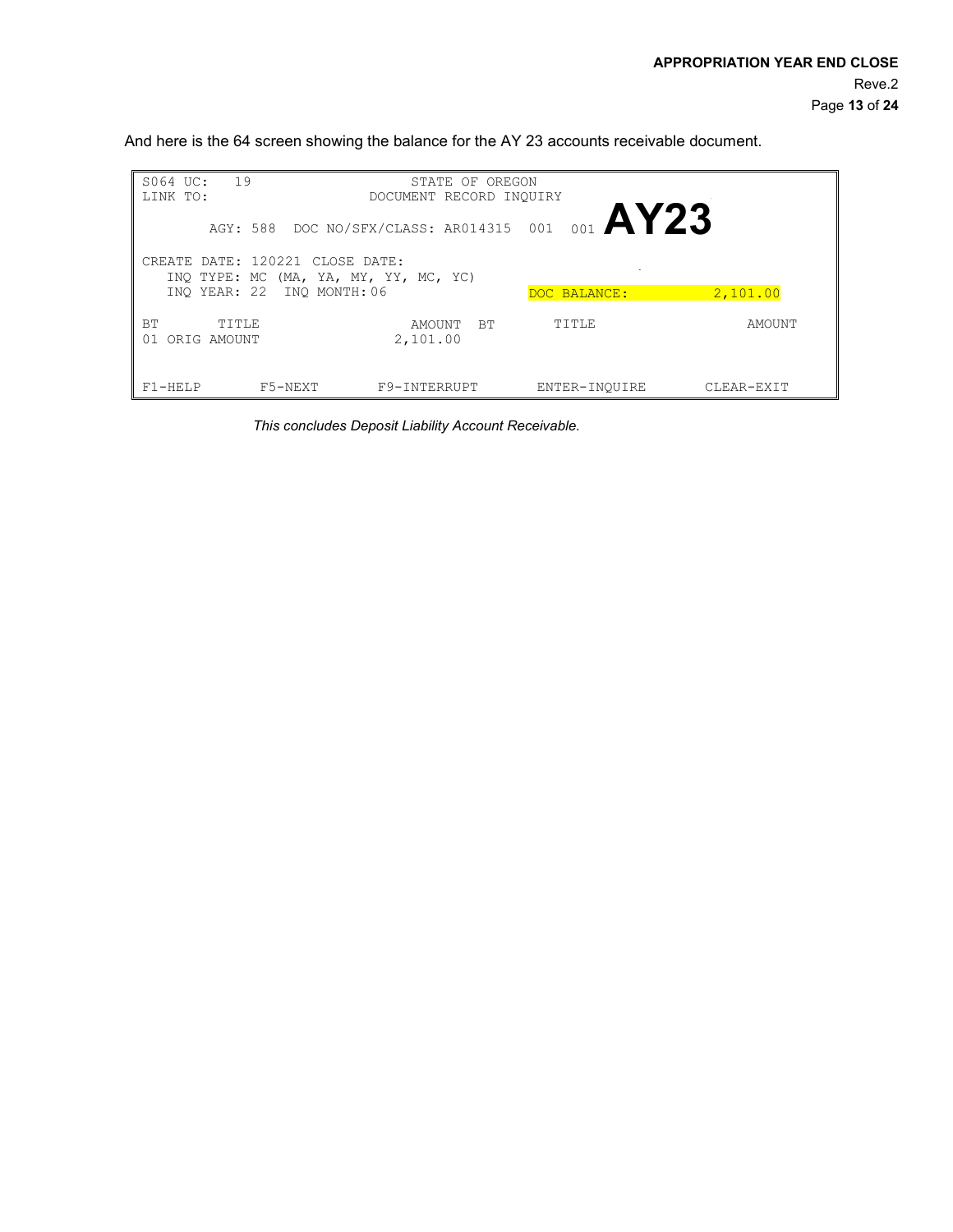And here is the 64 screen showing the balance for the AY 23 accounts receivable document.

```
S064 UC:   19                      STATE OF OREGON
LINK TO:                       DOCUMENT RECORD INQUIRY
                                                         AY23
       AGY: 588  DOC NO/SFX/CLASS: AR014315  001  001

CREATE DATE: 120221 CLOSE DATE:
   INQ TYPE: MC (MA, YA, MY, YY, MC, YC)
   INQ YEAR: 22  INQ MONTH:06                DOC BALANCE:          2,101.00

BT       TITLE                     AMOUNT  BT     TITLE                 AMOUNT
01 ORIG AMOUNT                   2,101.00


F1-HELP       F5-NEXT       F9-INTERRUPT       ENTER-INQUIRE       CLEAR-EXIT
```

*This concludes Deposit Liability Account Receivable.*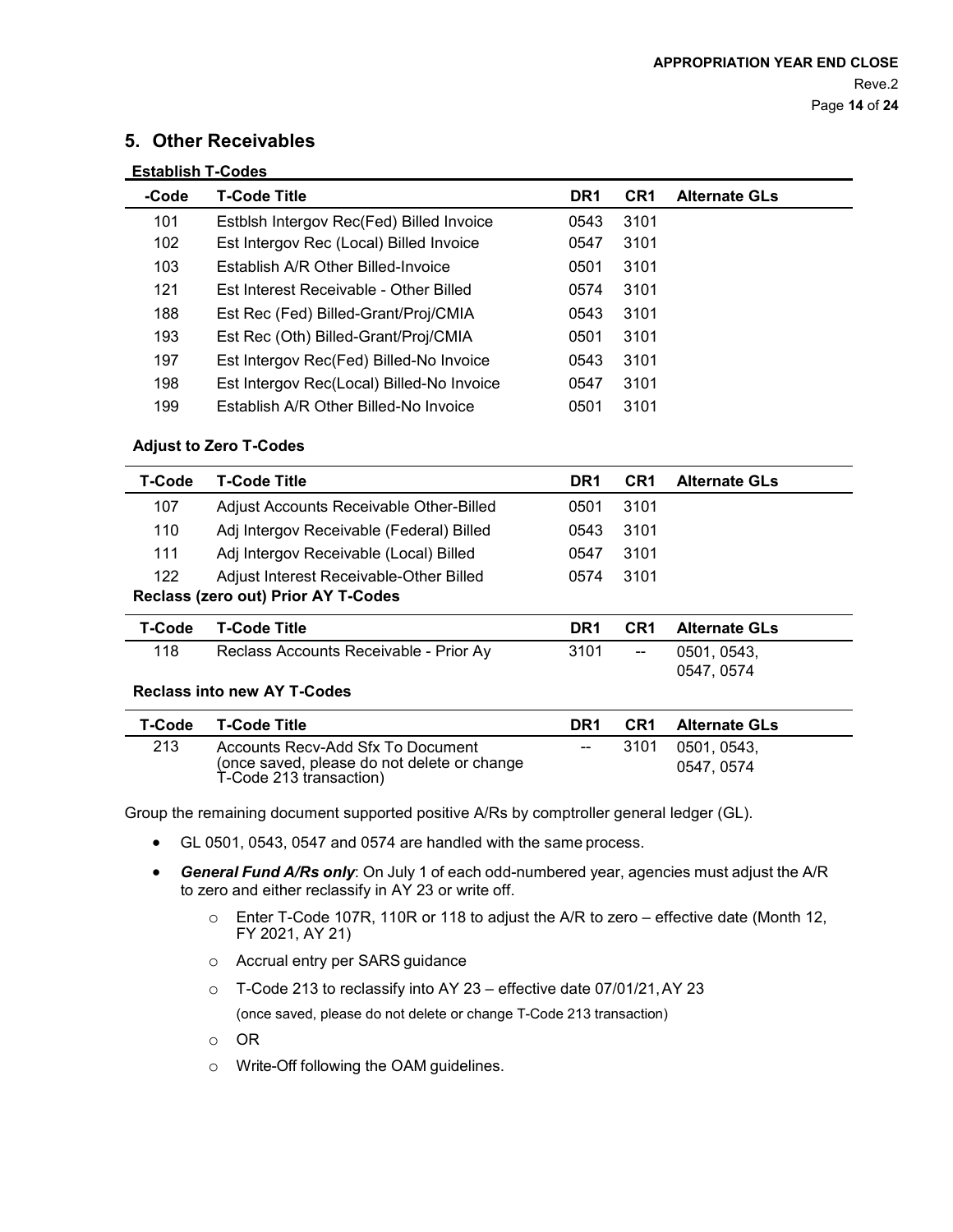## 5. Other Receivables

**Establish T-Codes**

| -Code | T-Code Title | DR1 | CR1 | Alternate GLs |
|---|---|---|---|---|
| 101 | Estblsh Intergov Rec(Fed) Billed Invoice | 0543 | 3101 | |
| 102 | Est Intergov Rec (Local) Billed Invoice | 0547 | 3101 | |
| 103 | Establish A/R Other Billed-Invoice | 0501 | 3101 | |
| 121 | Est Interest Receivable - Other Billed | 0574 | 3101 | |
| 188 | Est Rec (Fed) Billed-Grant/Proj/CMIA | 0543 | 3101 | |
| 193 | Est Rec (Oth) Billed-Grant/Proj/CMIA | 0501 | 3101 | |
| 197 | Est Intergov Rec(Fed) Billed-No Invoice | 0543 | 3101 | |
| 198 | Est Intergov Rec(Local) Billed-No Invoice | 0547 | 3101 | |
| 199 | Establish A/R Other Billed-No Invoice | 0501 | 3101 | |

**Adjust to Zero T-Codes**

| T-Code | T-Code Title | DR1 | CR1 | Alternate GLs |
|---|---|---|---|---|
| 107 | Adjust Accounts Receivable Other-Billed | 0501 | 3101 | |
| 110 | Adj Intergov Receivable (Federal) Billed | 0543 | 3101 | |
| 111 | Adj Intergov Receivable (Local) Billed | 0547 | 3101 | |
| 122 | Adjust Interest Receivable-Other Billed | 0574 | 3101 | |

**Reclass (zero out) Prior AY T-Codes**

| T-Code | T-Code Title | DR1 | CR1 | Alternate GLs |
|---|---|---|---|---|
| 118 | Reclass Accounts Receivable - Prior Ay | 3101 | -- | 0501, 0543, 0547, 0574 |

**Reclass into new AY T-Codes**

| T-Code | T-Code Title | DR1 | CR1 | Alternate GLs |
|---|---|---|---|---|
| 213 | Accounts Recv-Add Sfx To Document (once saved, please do not delete or change T-Code 213 transaction) | -- | 3101 | 0501, 0543, 0547, 0574 |

Group the remaining document supported positive A/Rs by comptroller general ledger (GL).

- GL 0501, 0543, 0547 and 0574 are handled with the same process.
- ***General Fund A/Rs only***: On July 1 of each odd-numbered year, agencies must adjust the A/R to zero and either reclassify in AY 23 or write off.
  - Enter T-Code 107R, 110R or 118 to adjust the A/R to zero – effective date (Month 12, FY 2021, AY 21)
  - Accrual entry per SARS guidance
  - T-Code 213 to reclassify into AY 23 – effective date 07/01/21, AY 23
    (once saved, please do not delete or change T-Code 213 transaction)
  - OR
  - Write-Off following the OAM guidelines.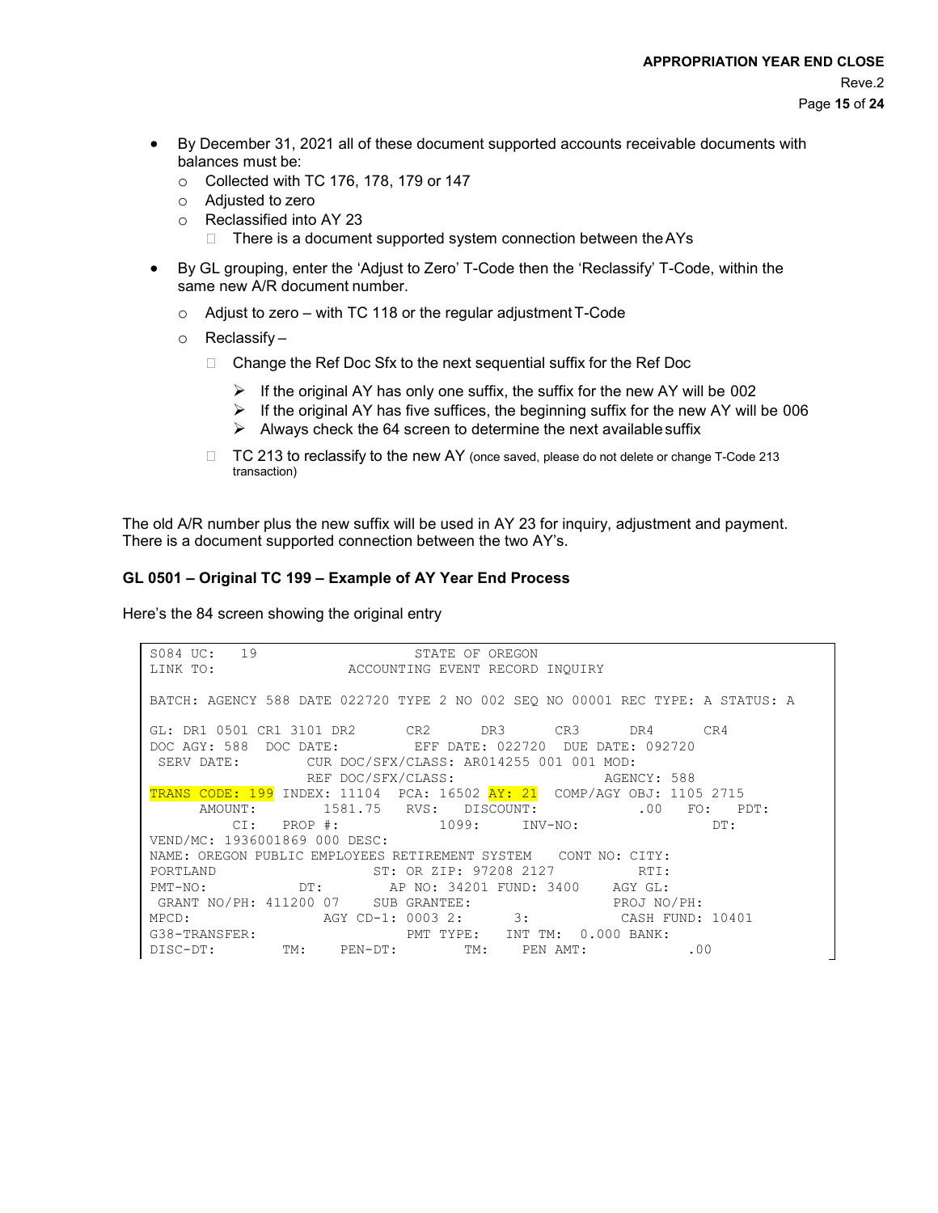- By December 31, 2021 all of these document supported accounts receivable documents with balances must be:
  - Collected with TC 176, 178, 179 or 147
  - Adjusted to zero
  - Reclassified into AY 23
    - There is a document supported system connection between the AYs
- By GL grouping, enter the 'Adjust to Zero' T-Code then the 'Reclassify' T-Code, within the same new A/R document number.
  - Adjust to zero – with TC 118 or the regular adjustment T-Code
  - Reclassify –
    - Change the Ref Doc Sfx to the next sequential suffix for the Ref Doc
      - If the original AY has only one suffix, the suffix for the new AY will be 002
      - If the original AY has five suffices, the beginning suffix for the new AY will be 006
      - Always check the 64 screen to determine the next available suffix
    - TC 213 to reclassify to the new AY (once saved, please do not delete or change T-Code 213 transaction)

The old A/R number plus the new suffix will be used in AY 23 for inquiry, adjustment and payment. There is a document supported connection between the two AY's.

### GL 0501 – Original TC 199 – Example of AY Year End Process

Here's the 84 screen showing the original entry

```
S084 UC:   19                    STATE OF OREGON
LINK TO:                  ACCOUNTING EVENT RECORD INQUIRY

BATCH: AGENCY 588 DATE 022720 TYPE 2 NO 002 SEQ NO 00001 REC TYPE: A STATUS: A

GL: DR1 0501 CR1 3101 DR2       CR2       DR3       CR3       DR4       CR4
DOC AGY: 588  DOC DATE:          EFF DATE: 022720  DUE DATE: 092720
 SERV DATE:         CUR DOC/SFX/CLASS: AR014255 001 001 MOD:
                    REF DOC/SFX/CLASS:                    AGENCY: 588
TRANS CODE: 199 INDEX: 11104  PCA: 16502 AY: 21  COMP/AGY OBJ: 1105 2715
      AMOUNT:        1581.75   RVS:   DISCOUNT:            .00   FO:   PDT:
         CI:   PROP #:            1099:     INV-NO:                DT:
VEND/MC: 1936001869 000 DESC:
NAME: OREGON PUBLIC EMPLOYEES RETIREMENT SYSTEM   CONT NO: CITY:
PORTLAND                   ST: OR ZIP: 97208 2127          RTI:
PMT-NO:            DT:        AP NO: 34201 FUND: 3400    AGY GL:
 GRANT NO/PH: 411200 07    SUB GRANTEE:                PROJ NO/PH:
MPCD:                AGY CD-1: 0003 2:      3:          CASH FUND: 10401
G38-TRANSFER:                   PMT TYPE:   INT TM:  0.000 BANK:
DISC-DT:        TM:    PEN-DT:        TM:    PEN AMT:            .00
```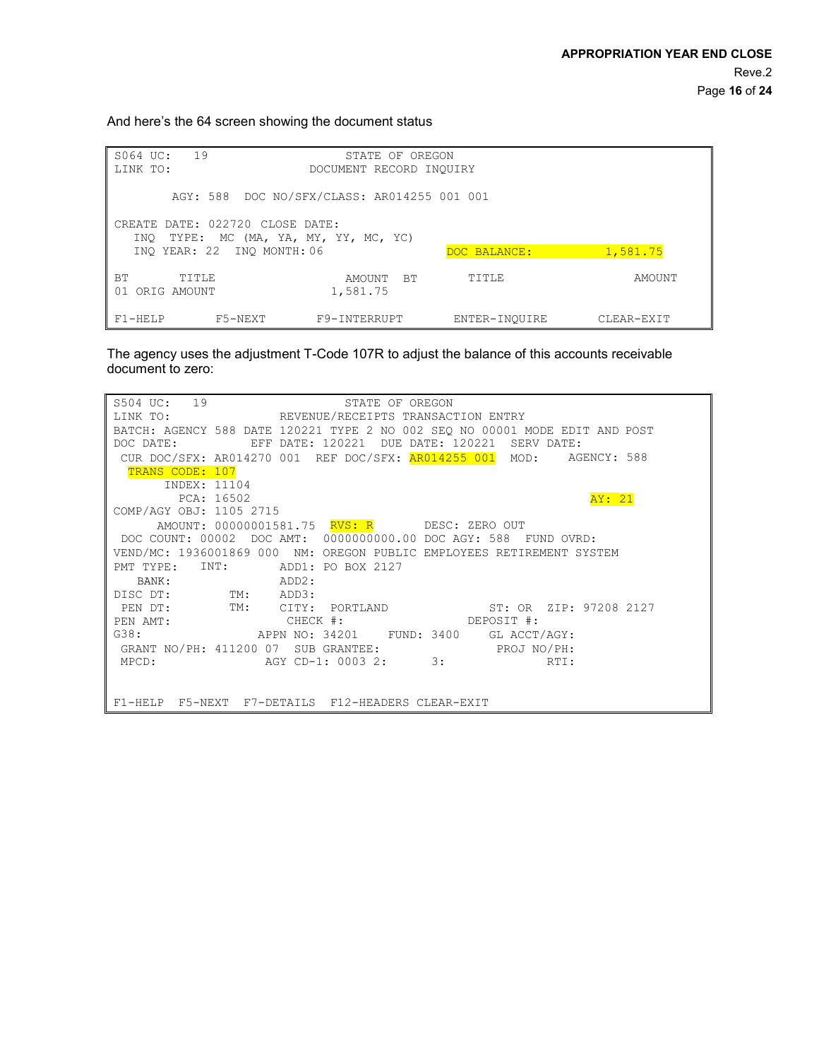And here's the 64 screen showing the document status

```
S064 UC:   19                    STATE OF OREGON
LINK TO:                     DOCUMENT RECORD INQUIRY

        AGY: 588  DOC NO/SFX/CLASS: AR014255 001 001

CREATE DATE: 022720 CLOSE DATE:
   INQ  TYPE:  MC (MA, YA, MY, YY, MC, YC)
   INQ YEAR: 22  INQ MONTH: 06                  DOC BALANCE:          1,581.75

BT       TITLE                    AMOUNT  BT       TITLE                    AMOUNT
01 ORIG AMOUNT                  1,581.75

F1-HELP       F5-NEXT       F9-INTERRUPT       ENTER-INQUIRE       CLEAR-EXIT
```

The agency uses the adjustment T-Code 107R to adjust the balance of this accounts receivable document to zero:

```
S504 UC:   19                    STATE OF OREGON
LINK TO:               REVENUE/RECEIPTS TRANSACTION ENTRY
BATCH: AGENCY 588 DATE 120221 TYPE 2 NO 002 SEQ NO 00001 MODE EDIT AND POST
DOC DATE:          EFF DATE: 120221  DUE DATE: 120221  SERV DATE:
 CUR DOC/SFX: AR014270 001  REF DOC/SFX: AR014255 001  MOD:    AGENCY: 588
  TRANS CODE: 107
       INDEX: 11104
         PCA: 16502                                                  AY: 21
COMP/AGY OBJ: 1105 2715
      AMOUNT: 00000001581.75  RVS: R       DESC: ZERO OUT
 DOC COUNT: 00002  DOC AMT:  0000000000.00 DOC AGY: 588  FUND OVRD:
VEND/MC: 1936001869 000  NM: OREGON PUBLIC EMPLOYEES RETIREMENT SYSTEM
PMT TYPE:   INT:       ADD1: PO BOX 2127
   BANK:               ADD2:
DISC DT:        TM:    ADD3:
 PEN DT:        TM:    CITY:  PORTLAND              ST: OR  ZIP: 97208 2127
PEN AMT:                CHECK #:              DEPOSIT #:
G38:                APPN NO: 34201    FUND: 3400    GL ACCT/AGY:
 GRANT NO/PH: 411200 07  SUB GRANTEE:              PROJ NO/PH:
 MPCD:               AGY CD-1: 0003 2:      3:             RTI:


F1-HELP  F5-NEXT  F7-DETAILS  F12-HEADERS CLEAR-EXIT
```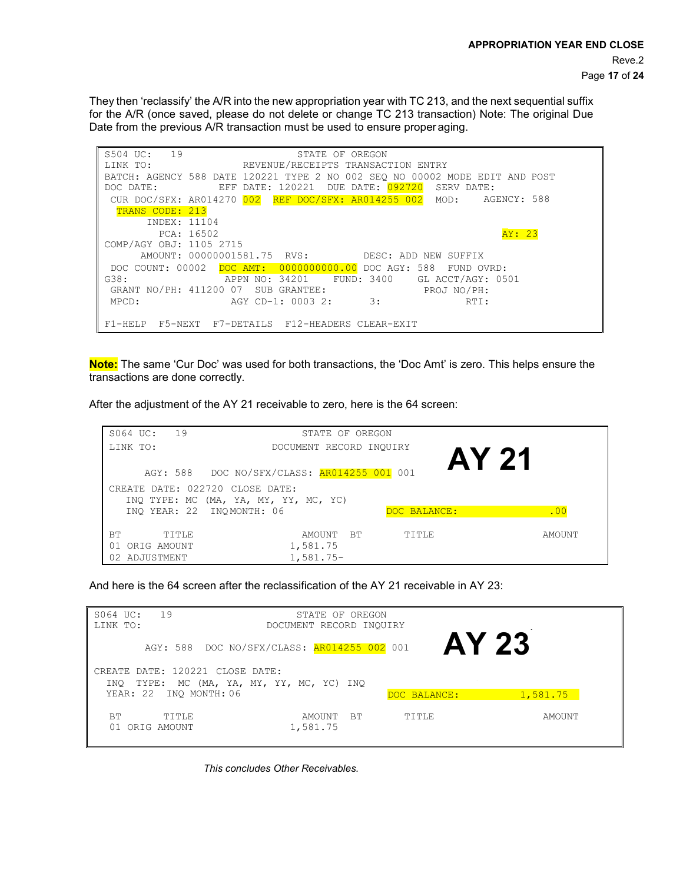They then 'reclassify' the A/R into the new appropriation year with TC 213, and the next sequential suffix for the A/R (once saved, please do not delete or change TC 213 transaction) Note: The original Due Date from the previous A/R transaction must be used to ensure proper aging.

```
S504 UC:   19                    STATE OF OREGON
LINK TO:               REVENUE/RECEIPTS TRANSACTION ENTRY
BATCH: AGENCY 588 DATE 120221 TYPE 2 NO 002 SEQ NO 00002 MODE EDIT AND POST
DOC DATE:          EFF DATE: 120221  DUE DATE: 092720  SERV DATE:
 CUR DOC/SFX: AR014270 002  REF DOC/SFX: AR014255 002  MOD:    AGENCY: 588
  TRANS CODE: 213
       INDEX: 11104
         PCA: 16502                                                AY: 23
COMP/AGY OBJ: 1105 2715
      AMOUNT: 00000001581.75  RVS:         DESC: ADD NEW SUFFIX
 DOC COUNT: 00002  DOC AMT:  0000000000.00 DOC AGY: 588  FUND OVRD:
G38:               APPN NO: 34201    FUND: 3400    GL ACCT/AGY: 0501
 GRANT NO/PH: 411200 07  SUB GRANTEE:              PROJ NO/PH:
 MPCD:               AGY CD-1: 0003 2:       3:           RTI:

F1-HELP  F5-NEXT  F7-DETAILS  F12-HEADERS CLEAR-EXIT
```

**Note:** The same 'Cur Doc' was used for both transactions, the 'Doc Amt' is zero. This helps ensure the transactions are done correctly.

After the adjustment of the AY 21 receivable to zero, here is the 64 screen:

```
S064 UC:   19                    STATE OF OREGON
LINK TO:                     DOCUMENT RECORD INQUIRY            AY 21

      AGY: 588   DOC NO/SFX/CLASS: AR014255 001 001

CREATE DATE: 022720 CLOSE DATE:
   INQ TYPE: MC (MA, YA, MY, YY, MC, YC)
   INQ YEAR: 22   INQ MONTH: 06                  DOC BALANCE:            .00

BT       TITLE                     AMOUNT  BT       TITLE               AMOUNT
01 ORIG AMOUNT                   1,581.75
02 ADJUSTMENT                    1,581.75-
```

And here is the 64 screen after the reclassification of the AY 21 receivable in AY 23:

```
S064 UC:   19                    STATE OF OREGON
LINK TO:                     DOCUMENT RECORD INQUIRY            AY 23

      AGY: 588   DOC NO/SFX/CLASS: AR014255 002 001

CREATE DATE: 120221 CLOSE DATE:
  INQ  TYPE:  MC (MA, YA, MY, YY, MC, YC) INQ
  YEAR: 22   INQ MONTH: 06                       DOC BALANCE:       1,581.75

BT       TITLE                     AMOUNT  BT       TITLE               AMOUNT
01 ORIG AMOUNT                   1,581.75
```

*This concludes Other Receivables.*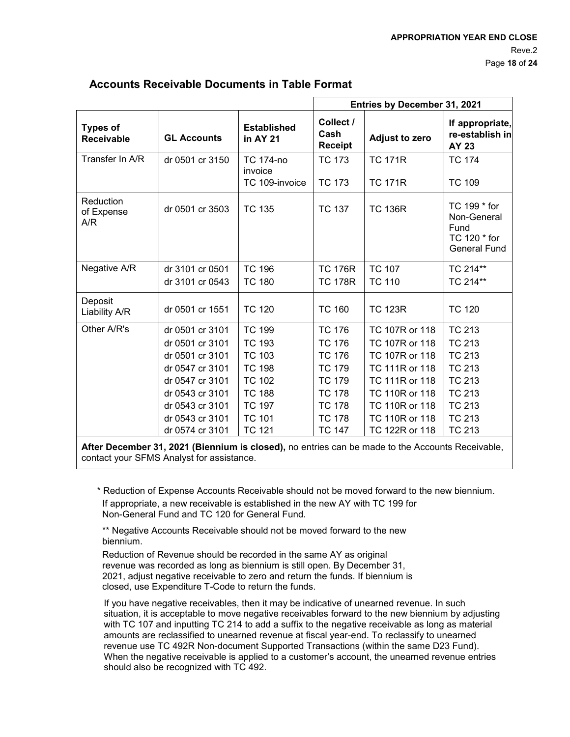## Accounts Receivable Documents in Table Format

| | | | Entries by December 31, 2021 | | |
|---|---|---|---|---|---|
| **Types of Receivable** | **GL Accounts** | **Established in AY 21** | **Collect / Cash Receipt** | **Adjust to zero** | **If appropriate, re-establish in AY 23** |
| Transfer In A/R | dr 0501 cr 3150 | TC 174-no invoice<br>TC 109-invoice | TC 173<br>TC 173 | TC 171R<br>TC 171R | TC 174<br>TC 109 |
| Reduction of Expense A/R | dr 0501 cr 3503 | TC 135 | TC 137 | TC 136R | TC 199 * for Non-General Fund<br>TC 120 * for General Fund |
| Negative A/R | dr 3101 cr 0501<br>dr 3101 cr 0543 | TC 196<br>TC 180 | TC 176R<br>TC 178R | TC 107<br>TC 110 | TC 214**<br>TC 214** |
| Deposit Liability A/R | dr 0501 cr 1551 | TC 120 | TC 160 | TC 123R | TC 120 |
| Other A/R's | dr 0501 cr 3101<br>dr 0501 cr 3101<br>dr 0501 cr 3101<br>dr 0547 cr 3101<br>dr 0547 cr 3101<br>dr 0543 cr 3101<br>dr 0543 cr 3101<br>dr 0543 cr 3101<br>dr 0574 cr 3101 | TC 199<br>TC 193<br>TC 103<br>TC 198<br>TC 102<br>TC 188<br>TC 197<br>TC 101<br>TC 121 | TC 176<br>TC 176<br>TC 176<br>TC 179<br>TC 179<br>TC 178<br>TC 178<br>TC 178<br>TC 147 | TC 107R or 118<br>TC 107R or 118<br>TC 107R or 118<br>TC 111R or 118<br>TC 111R or 118<br>TC 110R or 118<br>TC 110R or 118<br>TC 110R or 118<br>TC 122R or 118 | TC 213<br>TC 213<br>TC 213<br>TC 213<br>TC 213<br>TC 213<br>TC 213<br>TC 213<br>TC 213 |
| **After December 31, 2021 (Biennium is closed),** no entries can be made to the Accounts Receivable, contact your SFMS Analyst for assistance. | | | | | |

\* Reduction of Expense Accounts Receivable should not be moved forward to the new biennium. If appropriate, a new receivable is established in the new AY with TC 199 for Non-General Fund and TC 120 for General Fund.

** Negative Accounts Receivable should not be moved forward to the new biennium.

Reduction of Revenue should be recorded in the same AY as original revenue was recorded as long as biennium is still open. By December 31, 2021, adjust negative receivable to zero and return the funds. If biennium is closed, use Expenditure T-Code to return the funds.

If you have negative receivables, then it may be indicative of unearned revenue. In such situation, it is acceptable to move negative receivables forward to the new biennium by adjusting with TC 107 and inputting TC 214 to add a suffix to the negative receivable as long as material amounts are reclassified to unearned revenue at fiscal year-end. To reclassify to unearned revenue use TC 492R Non-document Supported Transactions (within the same D23 Fund). When the negative receivable is applied to a customer's account, the unearned revenue entries should also be recognized with TC 492.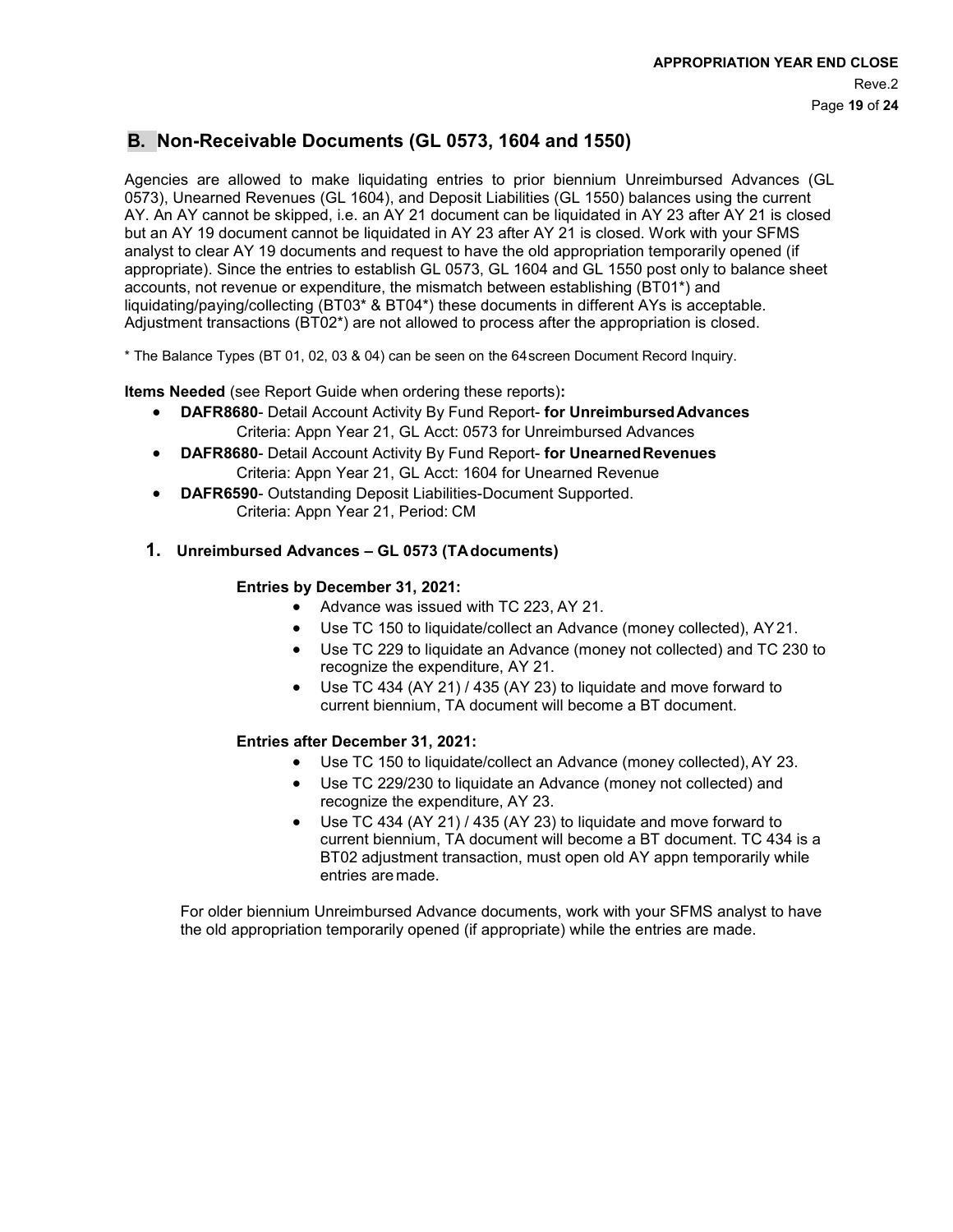## B. Non-Receivable Documents (GL 0573, 1604 and 1550)

Agencies are allowed to make liquidating entries to prior biennium Unreimbursed Advances (GL 0573), Unearned Revenues (GL 1604), and Deposit Liabilities (GL 1550) balances using the current AY. An AY cannot be skipped, i.e. an AY 21 document can be liquidated in AY 23 after AY 21 is closed but an AY 19 document cannot be liquidated in AY 23 after AY 21 is closed. Work with your SFMS analyst to clear AY 19 documents and request to have the old appropriation temporarily opened (if appropriate). Since the entries to establish GL 0573, GL 1604 and GL 1550 post only to balance sheet accounts, not revenue or expenditure, the mismatch between establishing (BT01*) and liquidating/paying/collecting (BT03* & BT04*) these documents in different AYs is acceptable. Adjustment transactions (BT02*) are not allowed to process after the appropriation is closed.

* The Balance Types (BT 01, 02, 03 & 04) can be seen on the 64 screen Document Record Inquiry.

**Items Needed** (see Report Guide when ordering these reports)**:**

- **DAFR8680**- Detail Account Activity By Fund Report- **for Unreimbursed Advances**
  Criteria: Appn Year 21, GL Acct: 0573 for Unreimbursed Advances
- **DAFR8680**- Detail Account Activity By Fund Report- **for Unearned Revenues**
  Criteria: Appn Year 21, GL Acct: 1604 for Unearned Revenue
- **DAFR6590**- Outstanding Deposit Liabilities-Document Supported.
  Criteria: Appn Year 21, Period: CM

### 1. Unreimbursed Advances – GL 0573 (TA documents)

**Entries by December 31, 2021:**

- Advance was issued with TC 223, AY 21.
- Use TC 150 to liquidate/collect an Advance (money collected), AY 21.
- Use TC 229 to liquidate an Advance (money not collected) and TC 230 to recognize the expenditure, AY 21.
- Use TC 434 (AY 21) / 435 (AY 23) to liquidate and move forward to current biennium, TA document will become a BT document.

**Entries after December 31, 2021:**

- Use TC 150 to liquidate/collect an Advance (money collected), AY 23.
- Use TC 229/230 to liquidate an Advance (money not collected) and recognize the expenditure, AY 23.
- Use TC 434 (AY 21) / 435 (AY 23) to liquidate and move forward to current biennium, TA document will become a BT document. TC 434 is a BT02 adjustment transaction, must open old AY appn temporarily while entries are made.

For older biennium Unreimbursed Advance documents, work with your SFMS analyst to have the old appropriation temporarily opened (if appropriate) while the entries are made.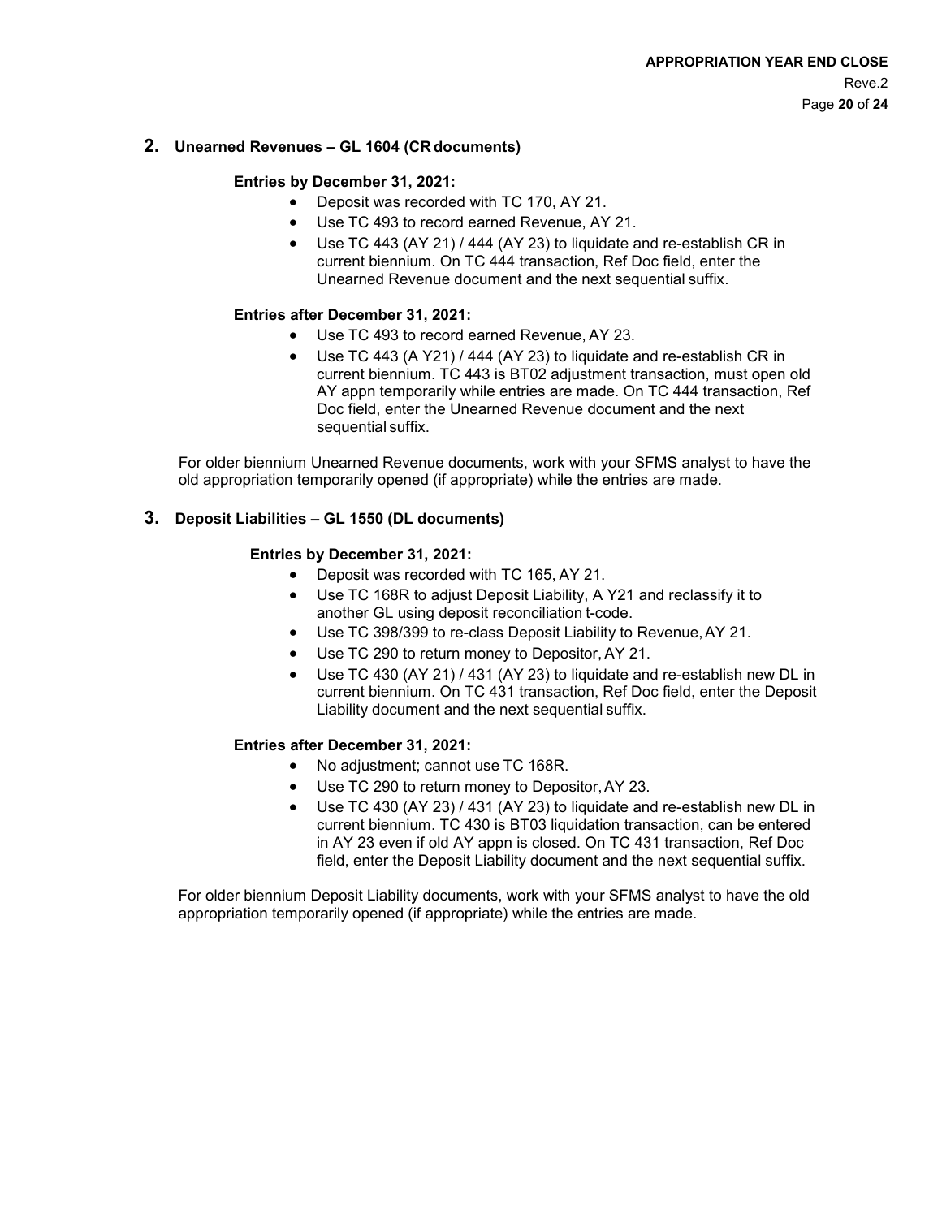## 2. Unearned Revenues – GL 1604 (CR documents)

**Entries by December 31, 2021:**

- Deposit was recorded with TC 170, AY 21.
- Use TC 493 to record earned Revenue, AY 21.
- Use TC 443 (AY 21) / 444 (AY 23) to liquidate and re-establish CR in current biennium. On TC 444 transaction, Ref Doc field, enter the Unearned Revenue document and the next sequential suffix.

**Entries after December 31, 2021:**

- Use TC 493 to record earned Revenue, AY 23.
- Use TC 443 (A Y21) / 444 (AY 23) to liquidate and re-establish CR in current biennium. TC 443 is BT02 adjustment transaction, must open old AY appn temporarily while entries are made. On TC 444 transaction, Ref Doc field, enter the Unearned Revenue document and the next sequential suffix.

For older biennium Unearned Revenue documents, work with your SFMS analyst to have the old appropriation temporarily opened (if appropriate) while the entries are made.

## 3. Deposit Liabilities – GL 1550 (DL documents)

**Entries by December 31, 2021:**

- Deposit was recorded with TC 165, AY 21.
- Use TC 168R to adjust Deposit Liability, A Y21 and reclassify it to another GL using deposit reconciliation t-code.
- Use TC 398/399 to re-class Deposit Liability to Revenue, AY 21.
- Use TC 290 to return money to Depositor, AY 21.
- Use TC 430 (AY 21) / 431 (AY 23) to liquidate and re-establish new DL in current biennium. On TC 431 transaction, Ref Doc field, enter the Deposit Liability document and the next sequential suffix.

**Entries after December 31, 2021:**

- No adjustment; cannot use TC 168R.
- Use TC 290 to return money to Depositor, AY 23.
- Use TC 430 (AY 23) / 431 (AY 23) to liquidate and re-establish new DL in current biennium. TC 430 is BT03 liquidation transaction, can be entered in AY 23 even if old AY appn is closed. On TC 431 transaction, Ref Doc field, enter the Deposit Liability document and the next sequential suffix.

For older biennium Deposit Liability documents, work with your SFMS analyst to have the old appropriation temporarily opened (if appropriate) while the entries are made.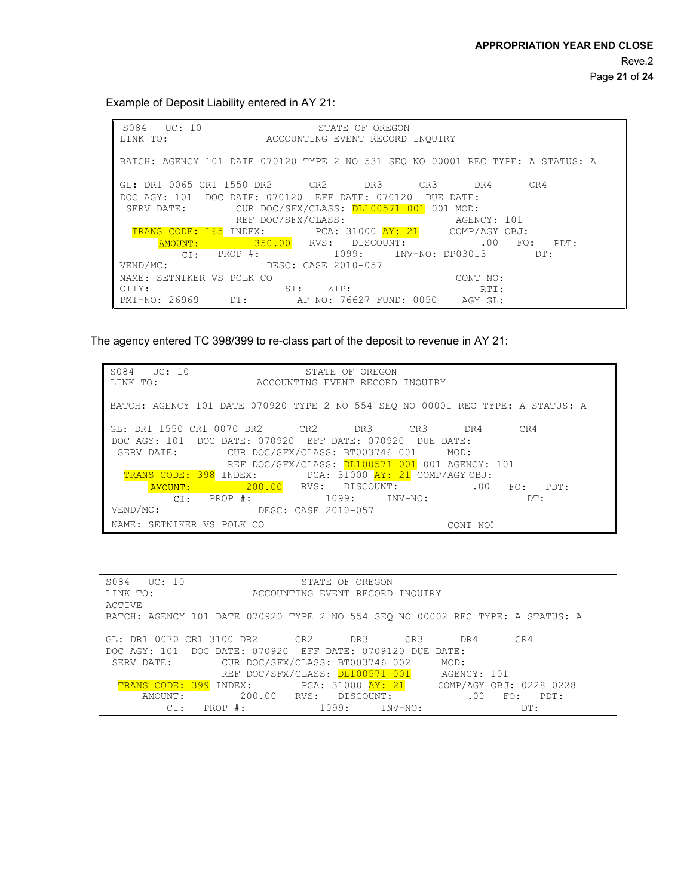Example of Deposit Liability entered in AY 21:

```
 S084   UC: 10                     STATE OF OREGON
LINK TO:                ACCOUNTING EVENT RECORD INQUIRY

BATCH: AGENCY 101 DATE 070120 TYPE 2 NO 531 SEQ NO 00001 REC TYPE: A STATUS: A

GL: DR1 0065 CR1 1550 DR2      CR2      DR3      CR3      DR4      CR4
DOC AGY: 101  DOC DATE: 070120  EFF DATE: 070120  DUE DATE:
 SERV DATE:        CUR DOC/SFX/CLASS: DL100571 001 001 MOD:
                   REF DOC/SFX/CLASS:                     AGENCY: 101
  TRANS CODE: 165 INDEX:        PCA: 31000 AY: 21     COMP/AGY OBJ:
      AMOUNT:           350.00  RVS:  DISCOUNT:              .00   FO:   PDT:
          CI:   PROP #:            1099:     INV-NO: DP03013        DT:
VEND/MC:                DESC: CASE 2010-057
NAME: SETNIKER VS POLK CO                                    CONT NO:
CITY:                        ST:    ZIP:                          RTI:
PMT-NO: 26969     DT:        AP NO: 76627 FUND: 0050    AGY GL:
```

The agency entered TC 398/399 to re-class part of the deposit to revenue in AY 21:

```
S084   UC: 10                     STATE OF OREGON
LINK TO:                ACCOUNTING EVENT RECORD INQUIRY

BATCH: AGENCY 101 DATE 070920 TYPE 2 NO 554 SEQ NO 00001 REC TYPE: A STATUS: A

GL: DR1 1550 CR1 0070 DR2      CR2      DR3      CR3      DR4      CR4
DOC AGY: 101  DOC DATE: 070920  EFF DATE: 070920  DUE DATE:
 SERV DATE:        CUR DOC/SFX/CLASS: BT003746 001     MOD:
                   REF DOC/SFX/CLASS: DL100571 001 001 AGENCY: 101
  TRANS CODE: 398 INDEX:        PCA: 31000 AY: 21 COMP/AGY OBJ:
      AMOUNT:           200.00  RVS:  DISCOUNT:           .00   FO:   PDT:
          CI:   PROP #:           1099:     INV-NO:                 DT:
VEND/MC:                DESC: CASE 2010-057
NAME: SETNIKER VS POLK CO                                   CONT NO:
```

```
S084   UC: 10                     STATE OF OREGON
LINK TO:                ACCOUNTING EVENT RECORD INQUIRY
ACTIVE
BATCH: AGENCY 101 DATE 070920 TYPE 2 NO 554 SEQ NO 00002 REC TYPE: A STATUS: A

GL: DR1 0070 CR1 3100 DR2      CR2      DR3      CR3      DR4      CR4
DOC AGY: 101  DOC DATE: 070920  EFF DATE: 0709120 DUE DATE:
 SERV DATE:        CUR DOC/SFX/CLASS: BT003746 002     MOD:
                   REF DOC/SFX/CLASS: DL100571 001     AGENCY: 101
  TRANS CODE: 399 INDEX:        PCA: 31000 AY: 21     COMP/AGY OBJ: 0228 0228
      AMOUNT:          200.00  RVS:  DISCOUNT:           .00   FO:   PDT:
          CI:   PROP #:           1099:     INV-NO:                 DT:
```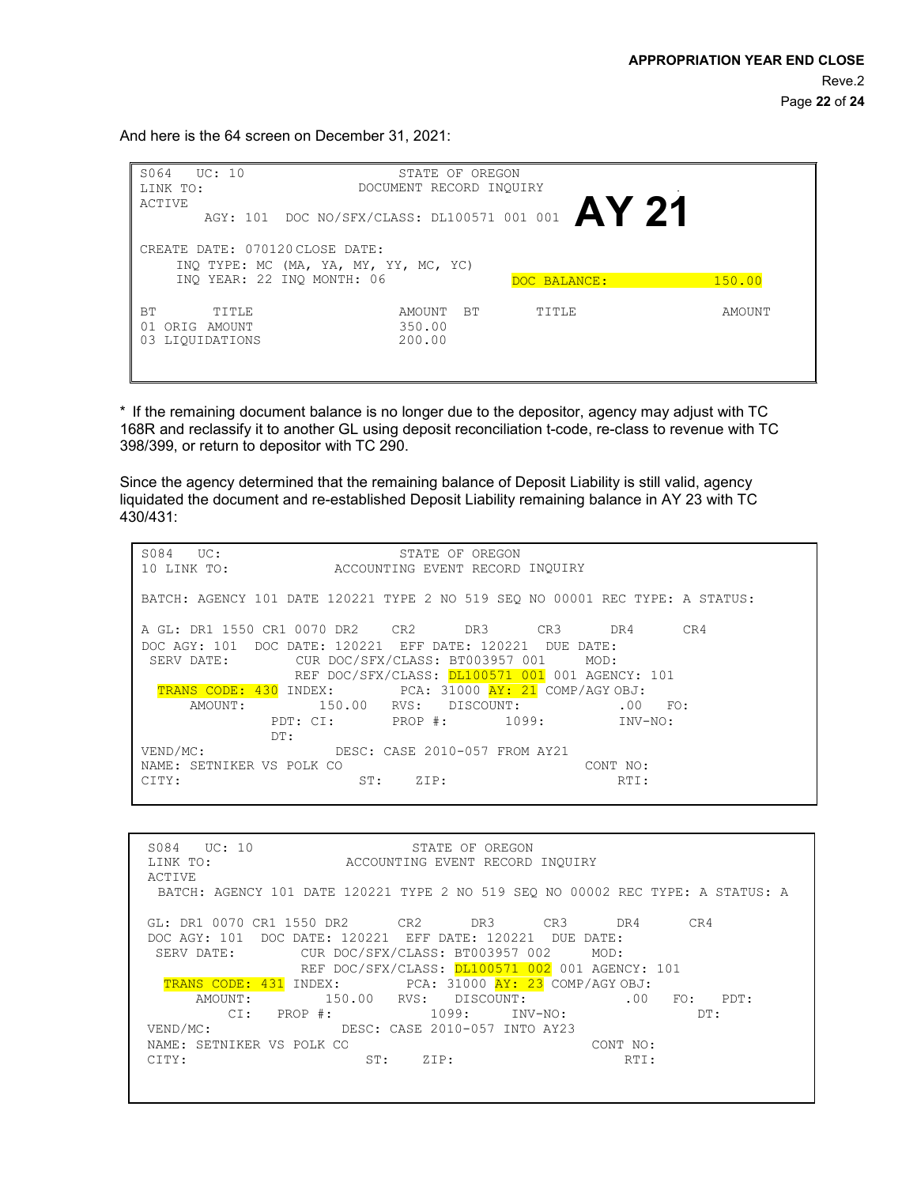And here is the 64 screen on December 31, 2021:

```
S064   UC: 10                      STATE OF OREGON
LINK TO:                        DOCUMENT RECORD INQUIRY
ACTIVE
       AGY: 101  DOC NO/SFX/CLASS: DL100571 001 001   AY 21

CREATE DATE: 070120 CLOSE DATE:
    INQ TYPE: MC (MA, YA, MY, YY, MC, YC)
    INQ YEAR: 22 INQ MONTH: 06                  DOC BALANCE:              150.00

BT       TITLE                     AMOUNT  BT       TITLE                 AMOUNT
01 ORIG AMOUNT                     350.00
03 LIQUIDATIONS                    200.00
```

* If the remaining document balance is no longer due to the depositor, agency may adjust with TC 168R and reclassify it to another GL using deposit reconciliation t-code, re-class to revenue with TC 398/399, or return to depositor with TC 290.

Since the agency determined that the remaining balance of Deposit Liability is still valid, agency liquidated the document and re-established Deposit Liability remaining balance in AY 23 with TC 430/431:

```
S084   UC:                         STATE OF OREGON
10 LINK TO:                 ACCOUNTING EVENT RECORD INQUIRY

BATCH: AGENCY 101 DATE 120221 TYPE 2 NO 519 SEQ NO 00001 REC TYPE: A STATUS:

A GL: DR1 1550 CR1 0070 DR2     CR2       DR3       CR3       DR4       CR4
DOC AGY: 101  DOC DATE: 120221  EFF DATE: 120221  DUE DATE:
 SERV DATE:         CUR DOC/SFX/CLASS: BT003957 001     MOD:
                    REF DOC/SFX/CLASS: DL100571 001 001 AGENCY: 101
  TRANS CODE: 430 INDEX:        PCA: 31000 AY: 21 COMP/AGY OBJ:
      AMOUNT:          150.00   RVS:   DISCOUNT:            .00   FO:
               PDT: CI:        PROP #:        1099:          INV-NO:
               DT:
VEND/MC:                   DESC: CASE 2010-057 FROM AY21
NAME: SETNIKER VS POLK CO                                 CONT NO:
CITY:                        ST:    ZIP:                       RTI:
```

```
S084   UC: 10                      STATE OF OREGON
LINK TO:                    ACCOUNTING EVENT RECORD INQUIRY
ACTIVE
 BATCH: AGENCY 101 DATE 120221 TYPE 2 NO 519 SEQ NO 00002 REC TYPE: A STATUS: A

GL: DR1 0070 CR1 1550 DR2       CR2       DR3       CR3       DR4       CR4
DOC AGY: 101  DOC DATE: 120221  EFF DATE: 120221  DUE DATE:
 SERV DATE:         CUR DOC/SFX/CLASS: BT003957 002     MOD:
                    REF DOC/SFX/CLASS: DL100571 002 001 AGENCY: 101
  TRANS CODE: 431 INDEX:        PCA: 31000 AY: 23 COMP/AGY OBJ:
      AMOUNT:          150.00   RVS:   DISCOUNT:            .00   FO:   PDT:
          CI:   PROP #:          1099:     INV-NO:                  DT:
VEND/MC:                   DESC: CASE 2010-057 INTO AY23
NAME: SETNIKER VS POLK CC                                 CONT NO:
CITY:                        ST:    ZIP:                       RTI:
```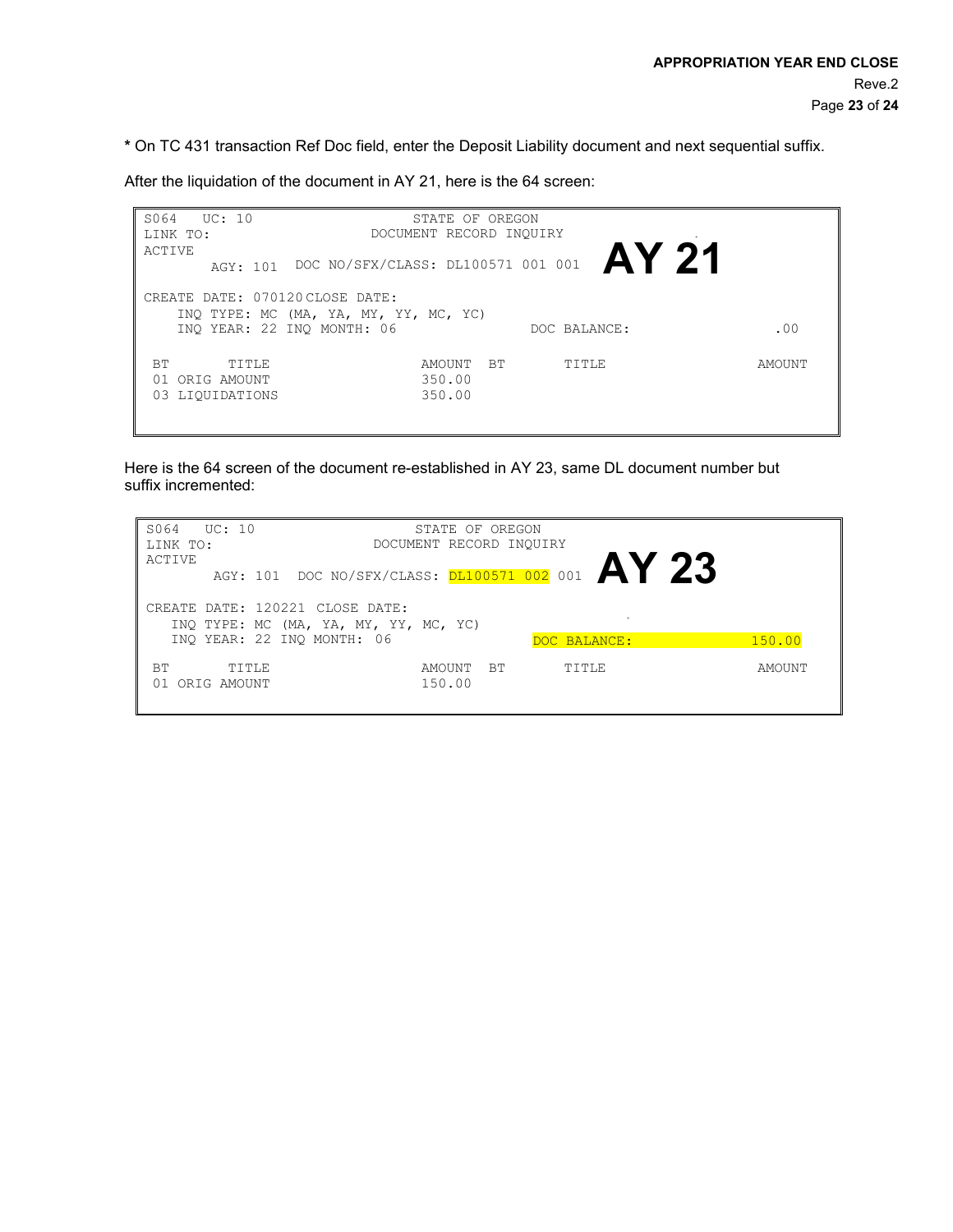**\*** On TC 431 transaction Ref Doc field, enter the Deposit Liability document and next sequential suffix.

After the liquidation of the document in AY 21, here is the 64 screen:

```
S064   UC: 10                        STATE OF OREGON
LINK TO:                          DOCUMENT RECORD INQUIRY
ACTIVE
        AGY: 101  DOC NO/SFX/CLASS: DL100571 001 001    AY 21

CREATE DATE: 070120 CLOSE DATE:
    INQ TYPE: MC (MA, YA, MY, YY, MC, YC)
    INQ YEAR: 22 INQ MONTH: 06                  DOC BALANCE:                 .00

 BT       TITLE                      AMOUNT  BT       TITLE                AMOUNT
 01 ORIG AMOUNT                      350.00
 03 LIQUIDATIONS                     350.00
```

Here is the 64 screen of the document re-established in AY 23, same DL document number but suffix incremented:

```
S064   UC: 10                        STATE OF OREGON
LINK TO:                          DOCUMENT RECORD INQUIRY
ACTIVE
        AGY: 101  DOC NO/SFX/CLASS: DL100571 002 001    AY 23

CREATE DATE: 120221  CLOSE DATE:
   INQ TYPE: MC (MA, YA, MY, YY, MC, YC)
   INQ YEAR: 22 INQ MONTH: 06                  DOC BALANCE:              150.00

 BT       TITLE                      AMOUNT  BT       TITLE                AMOUNT
 01 ORIG AMOUNT                      150.00
```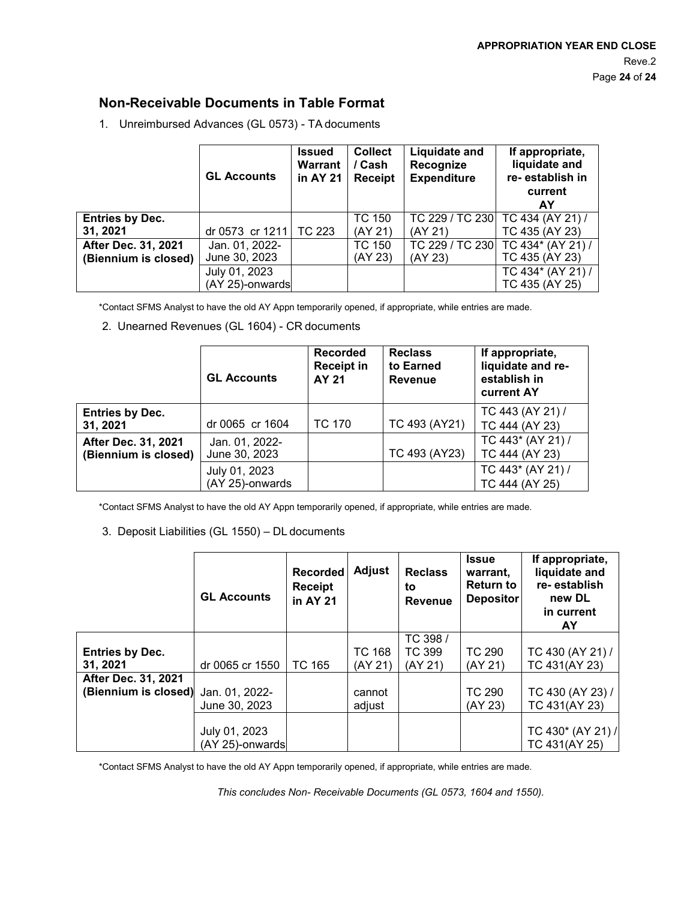## Non-Receivable Documents in Table Format

1. Unreimbursed Advances (GL 0573) - TA documents

| | GL Accounts | Issued Warrant in AY 21 | Collect / Cash Receipt | Liquidate and Recognize Expenditure | If appropriate, liquidate and re- establish in current AY |
|---|---|---|---|---|---|
| **Entries by Dec. 31, 2021** | dr 0573 cr 1211 | TC 223 | TC 150 (AY 21) | TC 229 / TC 230 (AY 21) | TC 434 (AY 21) / TC 435 (AY 23) |
| **After Dec. 31, 2021 (Biennium is closed)** | Jan. 01, 2022- June 30, 2023 | | TC 150 (AY 23) | TC 229 / TC 230 (AY 23) | TC 434* (AY 21) / TC 435 (AY 23) |
| | July 01, 2023 (AY 25)-onwards | | | | TC 434* (AY 21) / TC 435 (AY 25) |

*Contact SFMS Analyst to have the old AY Appn temporarily opened, if appropriate, while entries are made.

2. Unearned Revenues (GL 1604) - CR documents

| | GL Accounts | Recorded Receipt in AY 21 | Reclass to Earned Revenue | If appropriate, liquidate and re- establish in current AY |
|---|---|---|---|---|
| **Entries by Dec. 31, 2021** | dr 0065 cr 1604 | TC 170 | TC 493 (AY21) | TC 443 (AY 21) / TC 444 (AY 23) |
| **After Dec. 31, 2021 (Biennium is closed)** | Jan. 01, 2022- June 30, 2023 | | TC 493 (AY23) | TC 443* (AY 21) / TC 444 (AY 23) |
| | July 01, 2023 (AY 25)-onwards | | | TC 443* (AY 21) / TC 444 (AY 25) |

*Contact SFMS Analyst to have the old AY Appn temporarily opened, if appropriate, while entries are made.

3. Deposit Liabilities (GL 1550) – DL documents

| | GL Accounts | Recorded Receipt in AY 21 | Adjust | Reclass to Revenue | Issue warrant, Return to Depositor | If appropriate, liquidate and re- establish new DL in current AY |
|---|---|---|---|---|---|---|
| **Entries by Dec. 31, 2021** | dr 0065 cr 1550 | TC 165 | TC 168 (AY 21) | TC 398 / TC 399 (AY 21) | TC 290 (AY 21) | TC 430 (AY 21) / TC 431(AY 23) |
| **After Dec. 31, 2021 (Biennium is closed)** | Jan. 01, 2022- June 30, 2023 | | cannot adjust | | TC 290 (AY 23) | TC 430 (AY 23) / TC 431(AY 23) |
| | July 01, 2023 (AY 25)-onwards | | | | | TC 430* (AY 21) / TC 431(AY 25) |

*Contact SFMS Analyst to have the old AY Appn temporarily opened, if appropriate, while entries are made.

*This concludes Non- Receivable Documents (GL 0573, 1604 and 1550).*